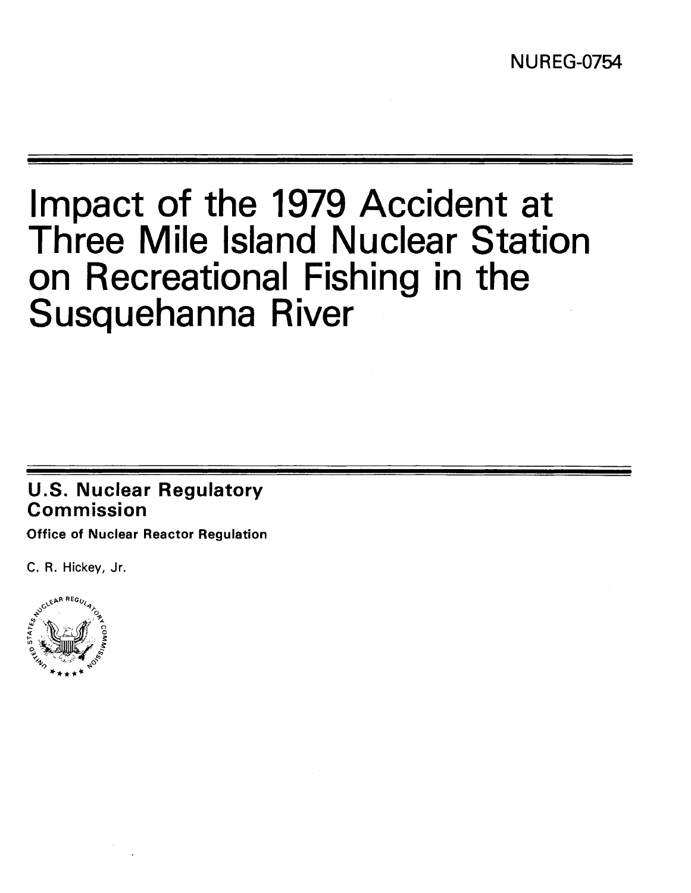NUREG-0754

# Impact of the 1979 Accident at Three Mile Island Nuclear Station on Recreational Fishing in the Susquehanna River

**U.S. Nuclear Regulatory Commission**

**Office of Nuclear Reactor Regulation**

C. R. Hickey, Jr.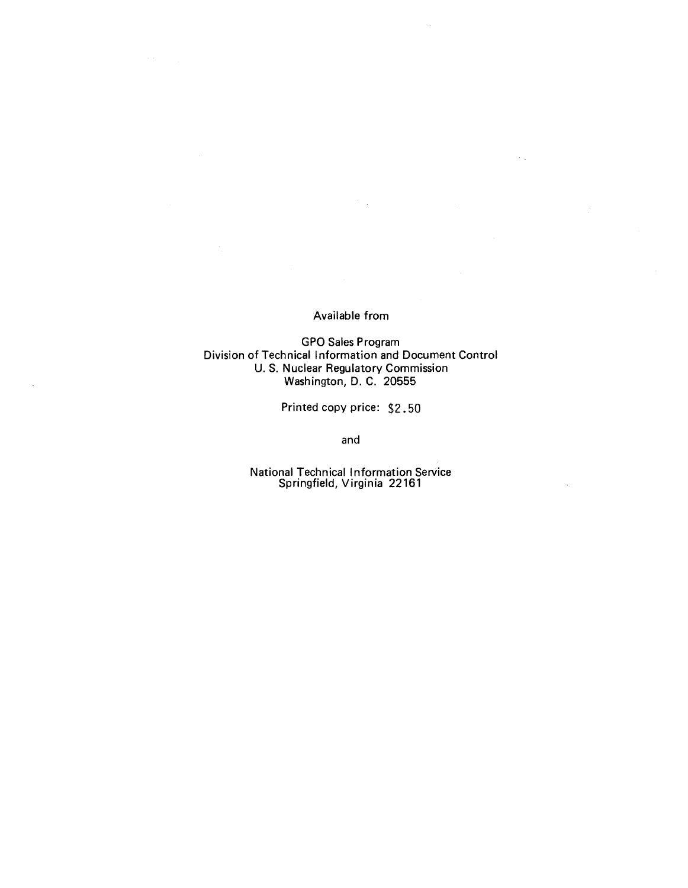Available from

GPO Sales Program
Division of Technical Information and Document Control
U. S. Nuclear Regulatory Commission
Washington, D. C. 20555

Printed copy price: $2.50

and

National Technical Information Service
Springfield, Virginia 22161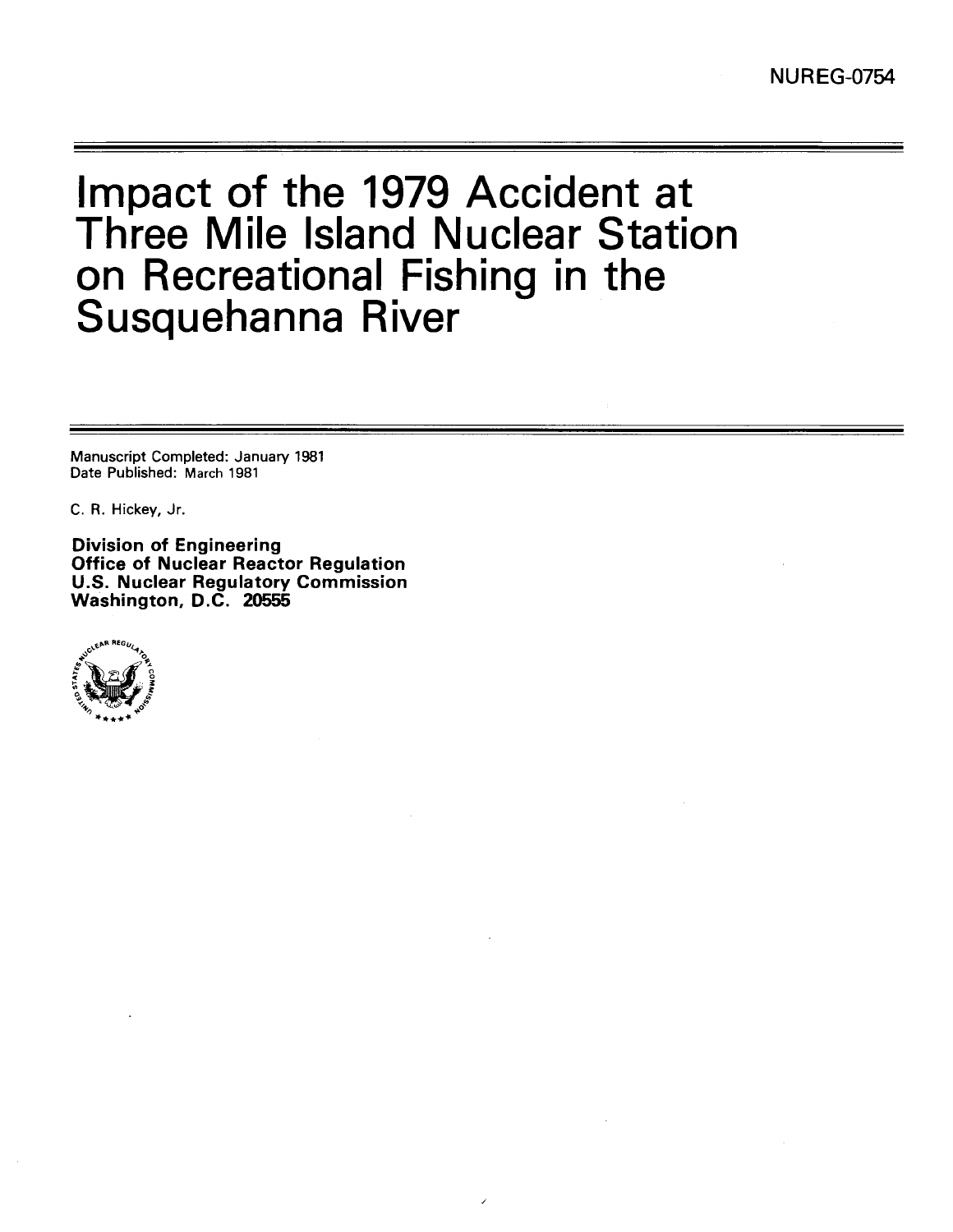NUREG-0754

# Impact of the 1979 Accident at Three Mile Island Nuclear Station on Recreational Fishing in the Susquehanna River

Manuscript Completed: January 1981
Date Published: March 1981

C. R. Hickey, Jr.

**Division of Engineering**
**Office of Nuclear Reactor Regulation**
**U.S. Nuclear Regulatory Commission**
**Washington, D.C. 20555**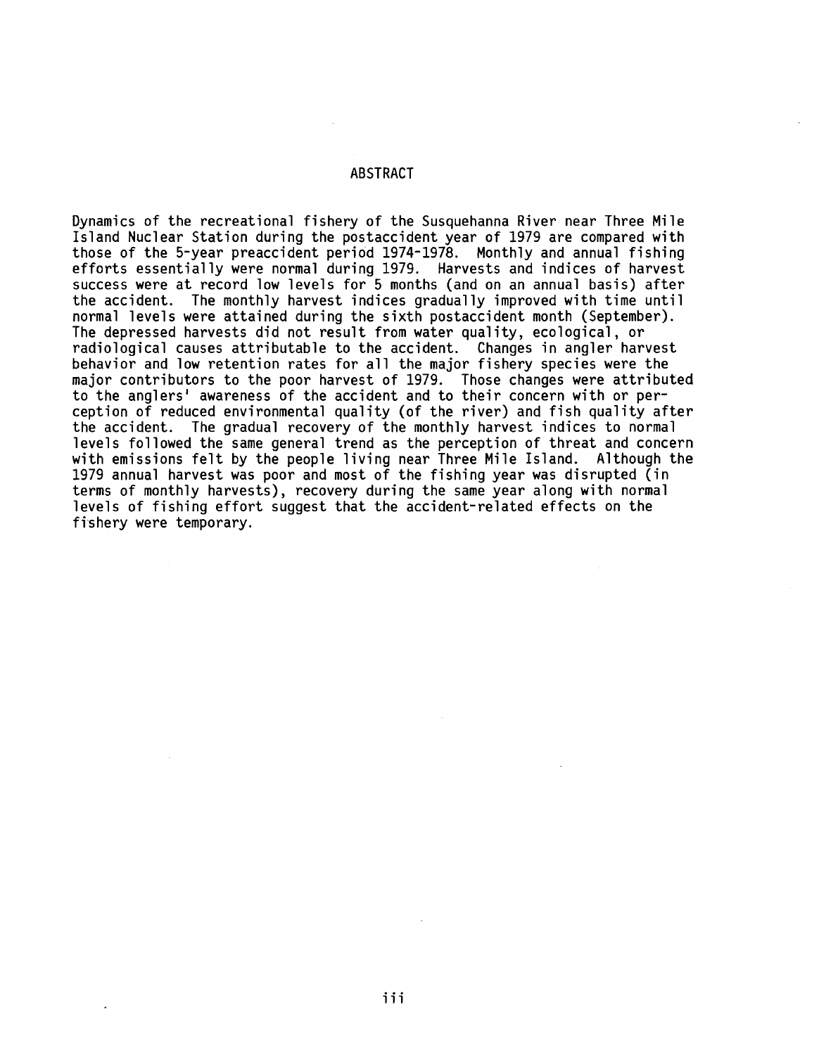# ABSTRACT

Dynamics of the recreational fishery of the Susquehanna River near Three Mile Island Nuclear Station during the postaccident year of 1979 are compared with those of the 5-year preaccident period 1974-1978. Monthly and annual fishing efforts essentially were normal during 1979. Harvests and indices of harvest success were at record low levels for 5 months (and on an annual basis) after the accident. The monthly harvest indices gradually improved with time until normal levels were attained during the sixth postaccident month (September). The depressed harvests did not result from water quality, ecological, or radiological causes attributable to the accident. Changes in angler harvest behavior and low retention rates for all the major fishery species were the major contributors to the poor harvest of 1979. Those changes were attributed to the anglers' awareness of the accident and to their concern with or perception of reduced environmental quality (of the river) and fish quality after the accident. The gradual recovery of the monthly harvest indices to normal levels followed the same general trend as the perception of threat and concern with emissions felt by the people living near Three Mile Island. Although the 1979 annual harvest was poor and most of the fishing year was disrupted (in terms of monthly harvests), recovery during the same year along with normal levels of fishing effort suggest that the accident-related effects on the fishery were temporary.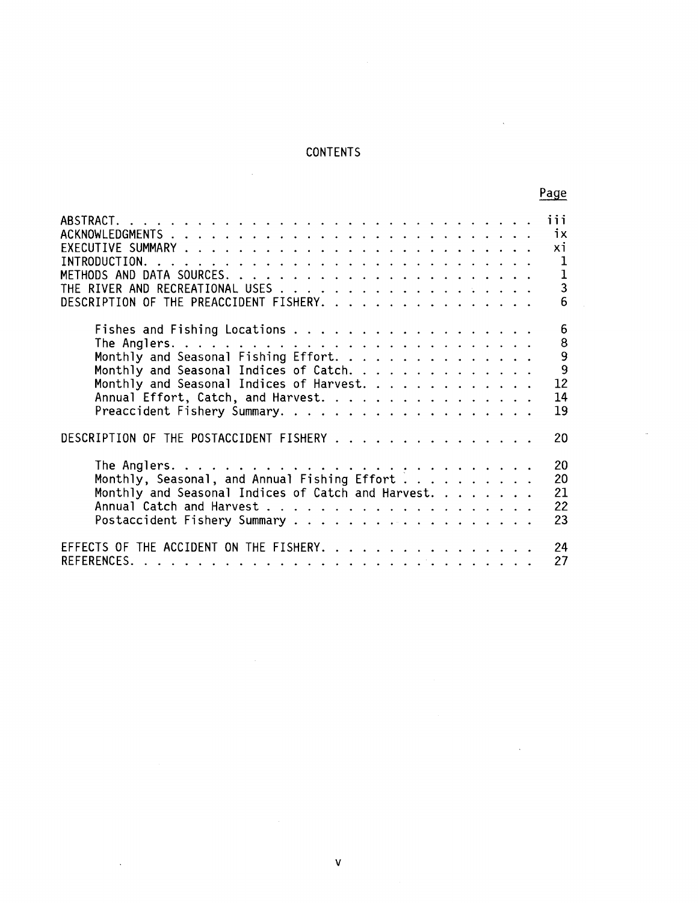# CONTENTS

| | Page |
|---|---|
| ABSTRACT | iii |
| ACKNOWLEDGMENTS | ix |
| EXECUTIVE SUMMARY | xi |
| INTRODUCTION | 1 |
| METHODS AND DATA SOURCES | 1 |
| THE RIVER AND RECREATIONAL USES | 3 |
| DESCRIPTION OF THE PREACCIDENT FISHERY | 6 |
| Fishes and Fishing Locations | 6 |
| The Anglers | 8 |
| Monthly and Seasonal Fishing Effort | 9 |
| Monthly and Seasonal Indices of Catch | 9 |
| Monthly and Seasonal Indices of Harvest | 12 |
| Annual Effort, Catch, and Harvest | 14 |
| Preaccident Fishery Summary | 19 |
| DESCRIPTION OF THE POSTACCIDENT FISHERY | 20 |
| The Anglers | 20 |
| Monthly, Seasonal, and Annual Fishing Effort | 20 |
| Monthly and Seasonal Indices of Catch and Harvest | 21 |
| Annual Catch and Harvest | 22 |
| Postaccident Fishery Summary | 23 |
| EFFECTS OF THE ACCIDENT ON THE FISHERY | 24 |
| REFERENCES | 27 |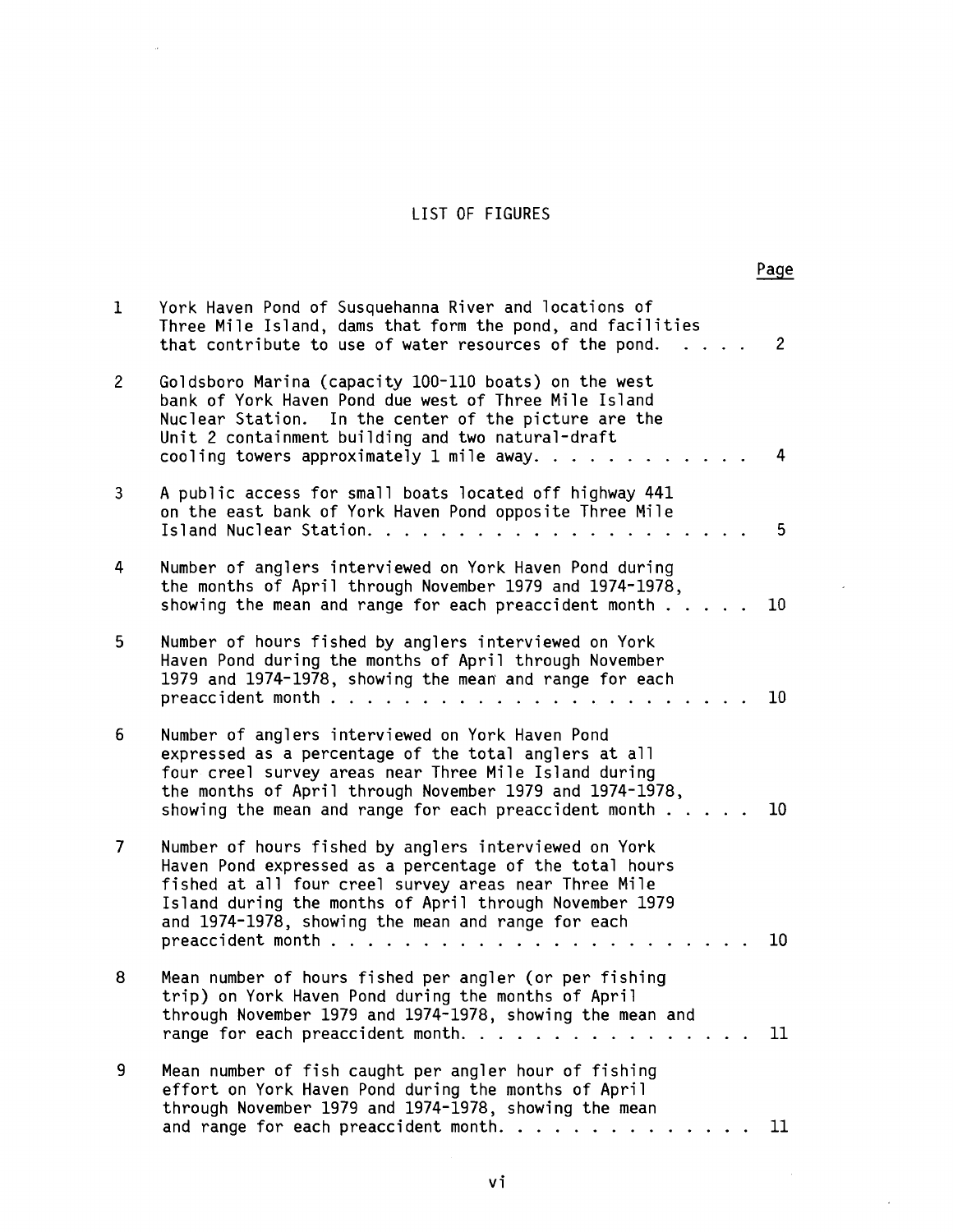## LIST OF FIGURES

| | | Page |
|---|---|---|
| 1 | York Haven Pond of Susquehanna River and locations of Three Mile Island, dams that form the pond, and facilities that contribute to use of water resources of the pond. | 2 |
| 2 | Goldsboro Marina (capacity 100-110 boats) on the west bank of York Haven Pond due west of Three Mile Island Nuclear Station. In the center of the picture are the Unit 2 containment building and two natural-draft cooling towers approximately 1 mile away. | 4 |
| 3 | A public access for small boats located off highway 441 on the east bank of York Haven Pond opposite Three Mile Island Nuclear Station. | 5 |
| 4 | Number of anglers interviewed on York Haven Pond during the months of April through November 1979 and 1974-1978, showing the mean and range for each preaccident month | 10 |
| 5 | Number of hours fished by anglers interviewed on York Haven Pond during the months of April through November 1979 and 1974-1978, showing the mean and range for each preaccident month | 10 |
| 6 | Number of anglers interviewed on York Haven Pond expressed as a percentage of the total anglers at all four creel survey areas near Three Mile Island during the months of April through November 1979 and 1974-1978, showing the mean and range for each preaccident month | 10 |
| 7 | Number of hours fished by anglers interviewed on York Haven Pond expressed as a percentage of the total hours fished at all four creel survey areas near Three Mile Island during the months of April through November 1979 and 1974-1978, showing the mean and range for each preaccident month | 10 |
| 8 | Mean number of hours fished per angler (or per fishing trip) on York Haven Pond during the months of April through November 1979 and 1974-1978, showing the mean and range for each preaccident month. | 11 |
| 9 | Mean number of fish caught per angler hour of fishing effort on York Haven Pond during the months of April through November 1979 and 1974-1978, showing the mean and range for each preaccident month. | 11 |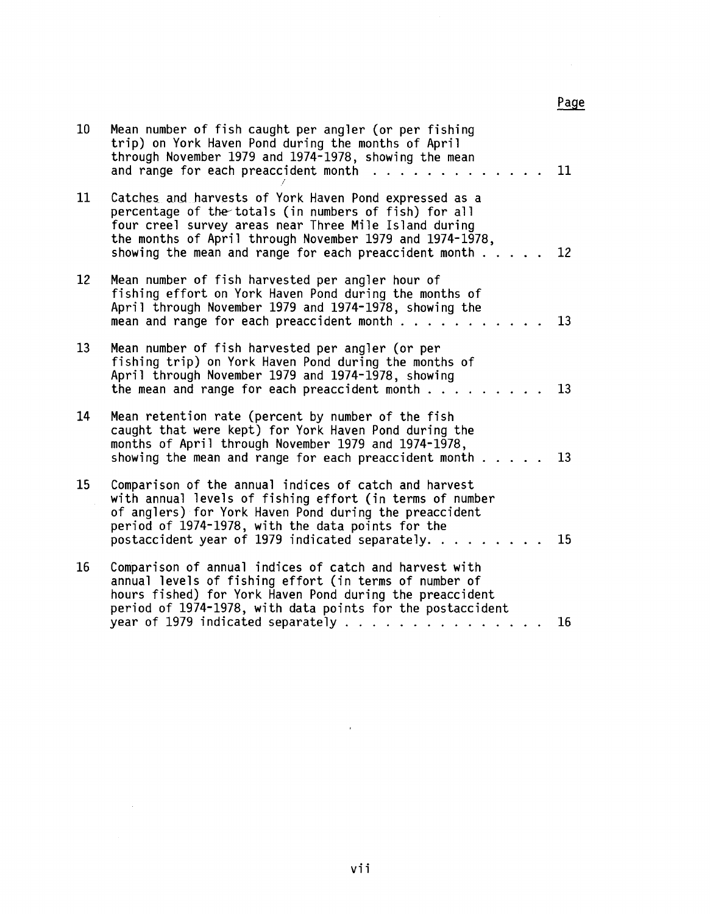| | | Page |
|---|---|---|
| 10 | Mean number of fish caught per angler (or per fishing trip) on York Haven Pond during the months of April through November 1979 and 1974-1978, showing the mean and range for each preaccident month . . . . . . . . . . . . | 11 |
| 11 | Catches and harvests of York Haven Pond expressed as a percentage of the totals (in numbers of fish) for all four creel survey areas near Three Mile Island during the months of April through November 1979 and 1974-1978, showing the mean and range for each preaccident month . . . . . | 12 |
| 12 | Mean number of fish harvested per angler hour of fishing effort on York Haven Pond during the months of April through November 1979 and 1974-1978, showing the mean and range for each preaccident month . . . . . . . . . . | 13 |
| 13 | Mean number of fish harvested per angler (or per fishing trip) on York Haven Pond during the months of April through November 1979 and 1974-1978, showing the mean and range for each preaccident month . . . . . . . . . | 13 |
| 14 | Mean retention rate (percent by number of the fish caught that were kept) for York Haven Pond during the months of April through November 1979 and 1974-1978, showing the mean and range for each preaccident month . . . . . | 13 |
| 15 | Comparison of the annual indices of catch and harvest with annual levels of fishing effort (in terms of number of anglers) for York Haven Pond during the preaccident period of 1974-1978, with the data points for the postaccident year of 1979 indicated separately. . . . . . . . . | 15 |
| 16 | Comparison of annual indices of catch and harvest with annual levels of fishing effort (in terms of number of hours fished) for York Haven Pond during the preaccident period of 1974-1978, with data points for the postaccident year of 1979 indicated separately . . . . . . . . . . . . . . . | 16 |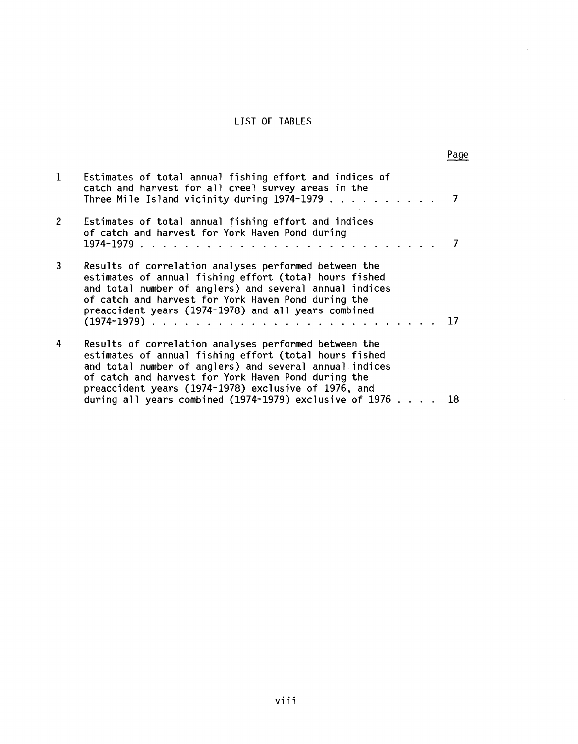# LIST OF TABLES

| | | Page |
|---|---|---|
| 1 | Estimates of total annual fishing effort and indices of catch and harvest for all creel survey areas in the Three Mile Island vicinity during 1974-1979 | 7 |
| 2 | Estimates of total annual fishing effort and indices of catch and harvest for York Haven Pond during 1974-1979 | 7 |
| 3 | Results of correlation analyses performed between the estimates of annual fishing effort (total hours fished and total number of anglers) and several annual indices of catch and harvest for York Haven Pond during the preaccident years (1974-1978) and all years combined (1974-1979) | 17 |
| 4 | Results of correlation analyses performed between the estimates of annual fishing effort (total hours fished and total number of anglers) and several annual indices of catch and harvest for York Haven Pond during the preaccident years (1974-1978) exclusive of 1976, and during all years combined (1974-1979) exclusive of 1976 | 18 |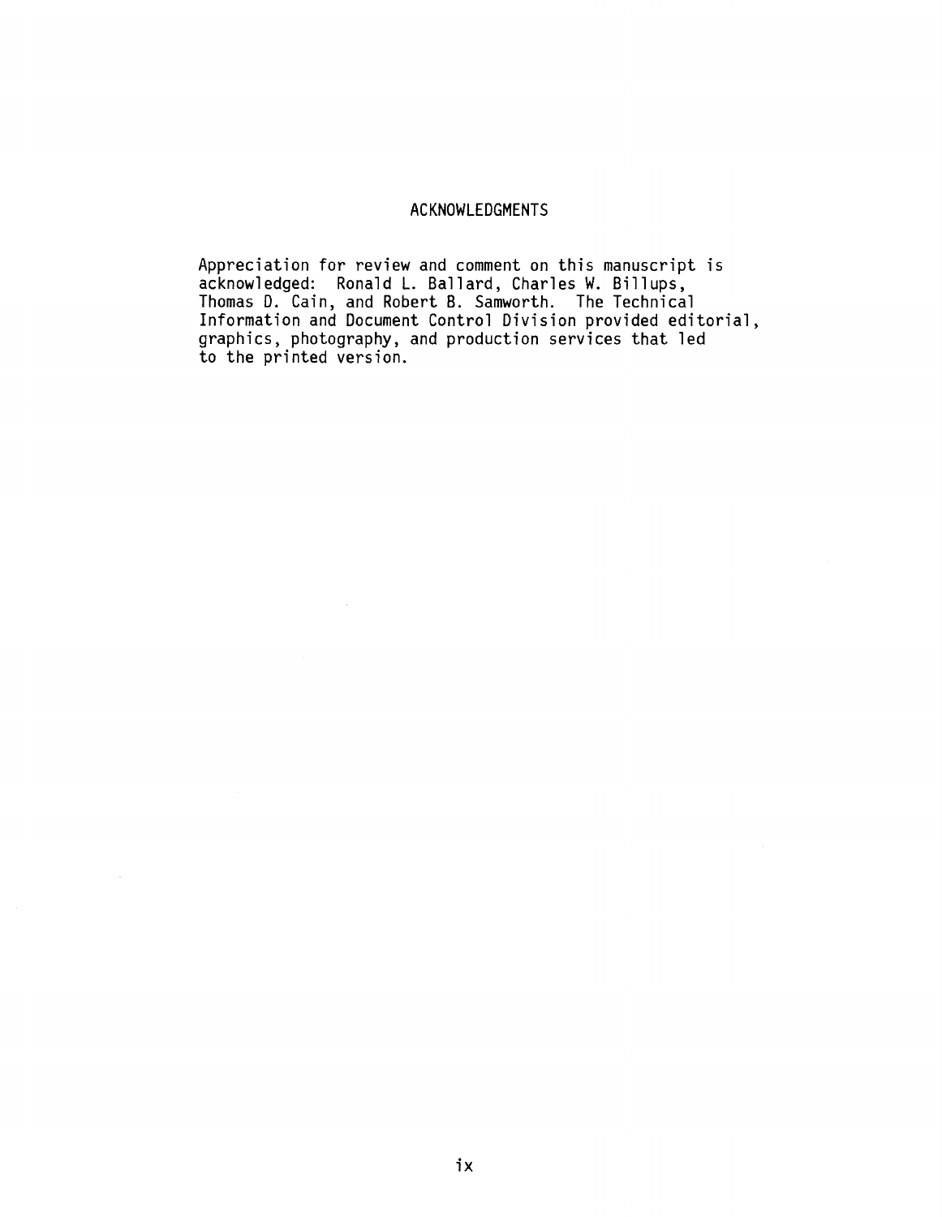## ACKNOWLEDGMENTS

Appreciation for review and comment on this manuscript is acknowledged: Ronald L. Ballard, Charles W. Billups, Thomas D. Cain, and Robert B. Samworth. The Technical Information and Document Control Division provided editorial, graphics, photography, and production services that led to the printed version.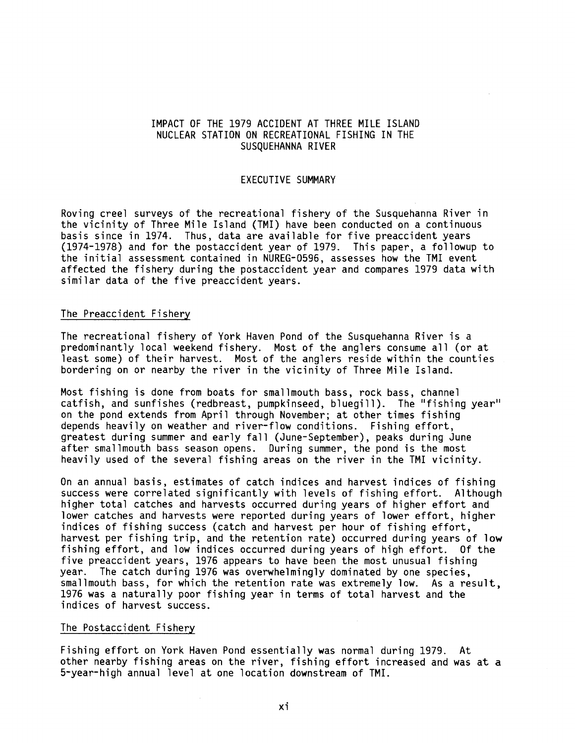# IMPACT OF THE 1979 ACCIDENT AT THREE MILE ISLAND NUCLEAR STATION ON RECREATIONAL FISHING IN THE SUSQUEHANNA RIVER

## EXECUTIVE SUMMARY

Roving creel surveys of the recreational fishery of the Susquehanna River in the vicinity of Three Mile Island (TMI) have been conducted on a continuous basis since in 1974. Thus, data are available for five preaccident years (1974-1978) and for the postaccident year of 1979. This paper, a followup to the initial assessment contained in NUREG-0596, assesses how the TMI event affected the fishery during the postaccident year and compares 1979 data with similar data of the five preaccident years.

### The Preaccident Fishery

The recreational fishery of York Haven Pond of the Susquehanna River is a predominantly local weekend fishery. Most of the anglers consume all (or at least some) of their harvest. Most of the anglers reside within the counties bordering on or nearby the river in the vicinity of Three Mile Island.

Most fishing is done from boats for smallmouth bass, rock bass, channel catfish, and sunfishes (redbreast, pumpkinseed, bluegill). The "fishing year" on the pond extends from April through November; at other times fishing depends heavily on weather and river-flow conditions. Fishing effort, greatest during summer and early fall (June-September), peaks during June after smallmouth bass season opens. During summer, the pond is the most heavily used of the several fishing areas on the river in the TMI vicinity.

On an annual basis, estimates of catch indices and harvest indices of fishing success were correlated significantly with levels of fishing effort. Although higher total catches and harvests occurred during years of higher effort and lower catches and harvests were reported during years of lower effort, higher indices of fishing success (catch and harvest per hour of fishing effort, harvest per fishing trip, and the retention rate) occurred during years of low fishing effort, and low indices occurred during years of high effort. Of the five preaccident years, 1976 appears to have been the most unusual fishing year. The catch during 1976 was overwhelmingly dominated by one species, smallmouth bass, for which the retention rate was extremely low. As a result, 1976 was a naturally poor fishing year in terms of total harvest and the indices of harvest success.

### The Postaccident Fishery

Fishing effort on York Haven Pond essentially was normal during 1979. At other nearby fishing areas on the river, fishing effort increased and was at a 5-year-high annual level at one location downstream of TMI.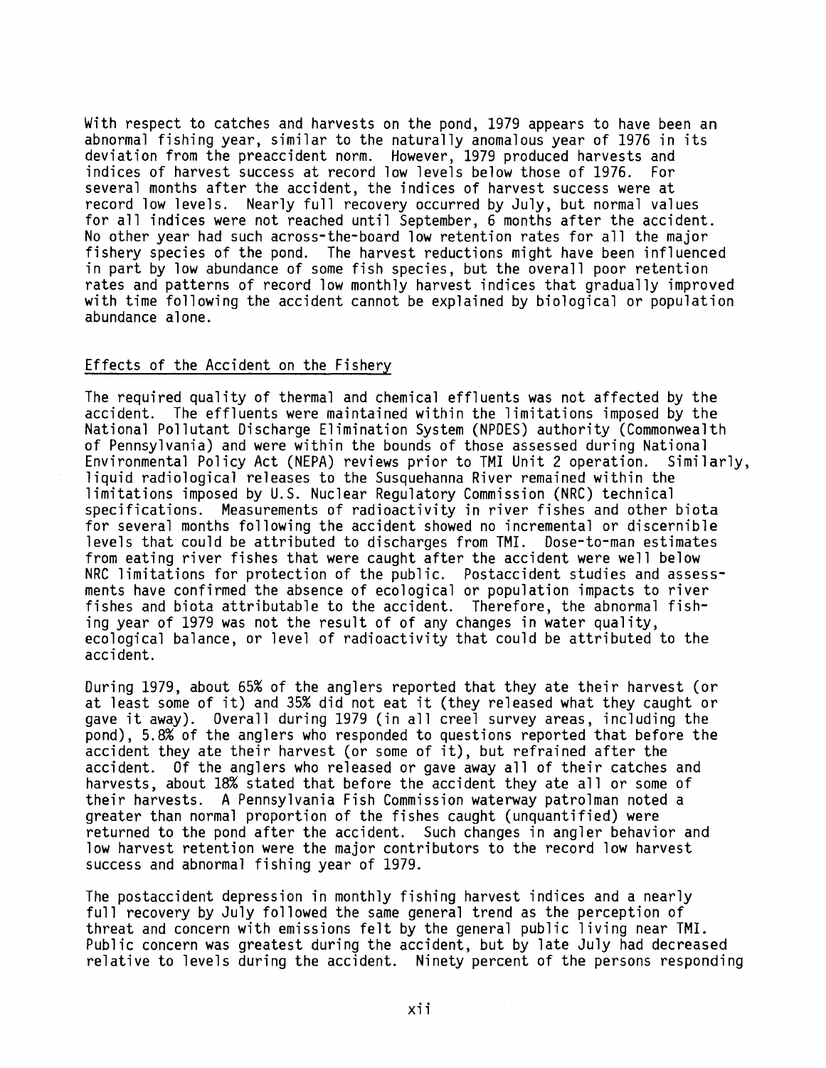With respect to catches and harvests on the pond, 1979 appears to have been an abnormal fishing year, similar to the naturally anomalous year of 1976 in its deviation from the preaccident norm. However, 1979 produced harvests and indices of harvest success at record low levels below those of 1976. For several months after the accident, the indices of harvest success were at record low levels. Nearly full recovery occurred by July, but normal values for all indices were not reached until September, 6 months after the accident. No other year had such across-the-board low retention rates for all the major fishery species of the pond. The harvest reductions might have been influenced in part by low abundance of some fish species, but the overall poor retention rates and patterns of record low monthly harvest indices that gradually improved with time following the accident cannot be explained by biological or population abundance alone.

## Effects of the Accident on the Fishery

The required quality of thermal and chemical effluents was not affected by the accident. The effluents were maintained within the limitations imposed by the National Pollutant Discharge Elimination System (NPDES) authority (Commonwealth of Pennsylvania) and were within the bounds of those assessed during National Environmental Policy Act (NEPA) reviews prior to TMI Unit 2 operation. Similarly, liquid radiological releases to the Susquehanna River remained within the limitations imposed by U.S. Nuclear Regulatory Commission (NRC) technical specifications. Measurements of radioactivity in river fishes and other biota for several months following the accident showed no incremental or discernible levels that could be attributed to discharges from TMI. Dose-to-man estimates from eating river fishes that were caught after the accident were well below NRC limitations for protection of the public. Postaccident studies and assessments have confirmed the absence of ecological or population impacts to river fishes and biota attributable to the accident. Therefore, the abnormal fishing year of 1979 was not the result of of any changes in water quality, ecological balance, or level of radioactivity that could be attributed to the accident.

During 1979, about 65% of the anglers reported that they ate their harvest (or at least some of it) and 35% did not eat it (they released what they caught or gave it away). Overall during 1979 (in all creel survey areas, including the pond), 5.8% of the anglers who responded to questions reported that before the accident they ate their harvest (or some of it), but refrained after the accident. Of the anglers who released or gave away all of their catches and harvests, about 18% stated that before the accident they ate all or some of their harvests. A Pennsylvania Fish Commission waterway patrolman noted a greater than normal proportion of the fishes caught (unquantified) were returned to the pond after the accident. Such changes in angler behavior and low harvest retention were the major contributors to the record low harvest success and abnormal fishing year of 1979.

The postaccident depression in monthly fishing harvest indices and a nearly full recovery by July followed the same general trend as the perception of threat and concern with emissions felt by the general public living near TMI. Public concern was greatest during the accident, but by late July had decreased relative to levels during the accident. Ninety percent of the persons responding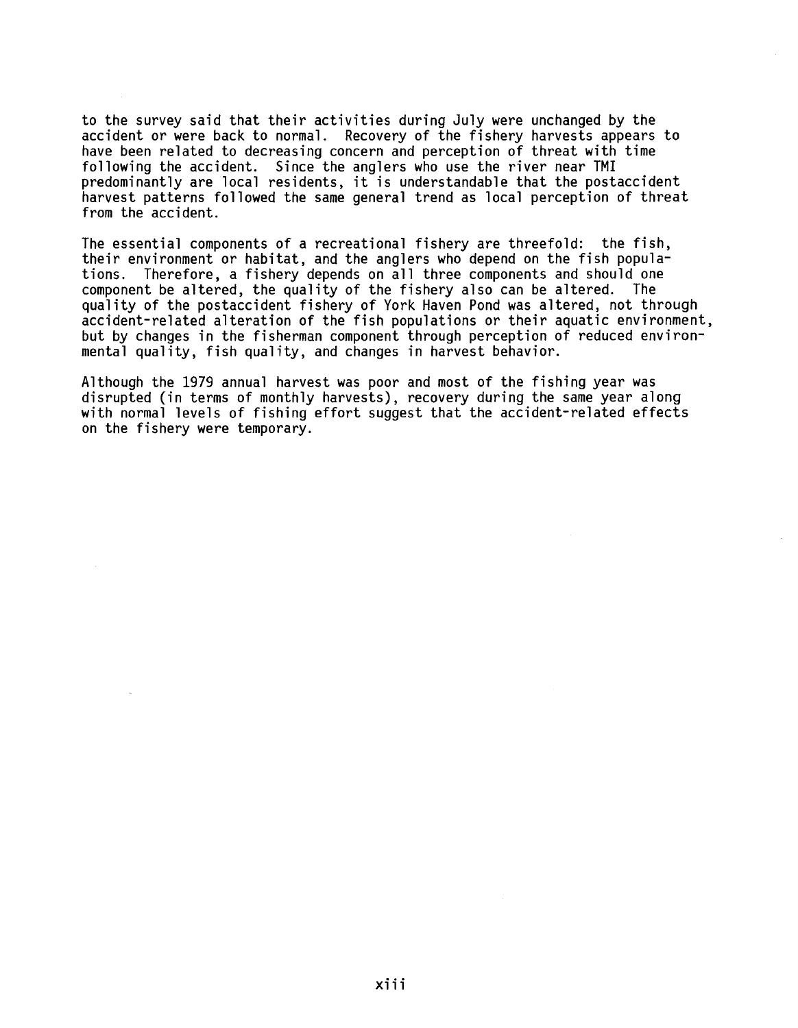to the survey said that their activities during July were unchanged by the accident or were back to normal. Recovery of the fishery harvests appears to have been related to decreasing concern and perception of threat with time following the accident. Since the anglers who use the river near TMI predominantly are local residents, it is understandable that the postaccident harvest patterns followed the same general trend as local perception of threat from the accident.

The essential components of a recreational fishery are threefold: the fish, their environment or habitat, and the anglers who depend on the fish populations. Therefore, a fishery depends on all three components and should one component be altered, the quality of the fishery also can be altered. The quality of the postaccident fishery of York Haven Pond was altered, not through accident-related alteration of the fish populations or their aquatic environment, but by changes in the fisherman component through perception of reduced environmental quality, fish quality, and changes in harvest behavior.

Although the 1979 annual harvest was poor and most of the fishing year was disrupted (in terms of monthly harvests), recovery during the same year along with normal levels of fishing effort suggest that the accident-related effects on the fishery were temporary.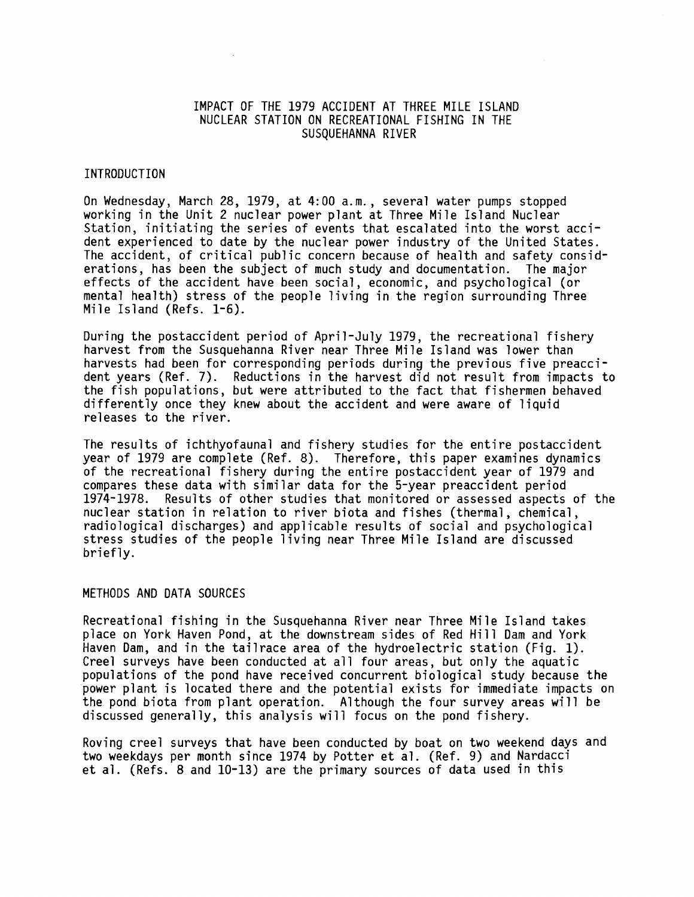# IMPACT OF THE 1979 ACCIDENT AT THREE MILE ISLAND NUCLEAR STATION ON RECREATIONAL FISHING IN THE SUSQUEHANNA RIVER

## INTRODUCTION

On Wednesday, March 28, 1979, at 4:00 a.m., several water pumps stopped working in the Unit 2 nuclear power plant at Three Mile Island Nuclear Station, initiating the series of events that escalated into the worst accident experienced to date by the nuclear power industry of the United States. The accident, of critical public concern because of health and safety considerations, has been the subject of much study and documentation. The major effects of the accident have been social, economic, and psychological (or mental health) stress of the people living in the region surrounding Three Mile Island (Refs. 1-6).

During the postaccident period of April-July 1979, the recreational fishery harvest from the Susquehanna River near Three Mile Island was lower than harvests had been for corresponding periods during the previous five preaccident years (Ref. 7). Reductions in the harvest did not result from impacts to the fish populations, but were attributed to the fact that fishermen behaved differently once they knew about the accident and were aware of liquid releases to the river.

The results of ichthyofaunal and fishery studies for the entire postaccident year of 1979 are complete (Ref. 8). Therefore, this paper examines dynamics of the recreational fishery during the entire postaccident year of 1979 and compares these data with similar data for the 5-year preaccident period 1974-1978. Results of other studies that monitored or assessed aspects of the nuclear station in relation to river biota and fishes (thermal, chemical, radiological discharges) and applicable results of social and psychological stress studies of the people living near Three Mile Island are discussed briefly.

## METHODS AND DATA SOURCES

Recreational fishing in the Susquehanna River near Three Mile Island takes place on York Haven Pond, at the downstream sides of Red Hill Dam and York Haven Dam, and in the tailrace area of the hydroelectric station (Fig. 1). Creel surveys have been conducted at all four areas, but only the aquatic populations of the pond have received concurrent biological study because the power plant is located there and the potential exists for immediate impacts on the pond biota from plant operation. Although the four survey areas will be discussed generally, this analysis will focus on the pond fishery.

Roving creel surveys that have been conducted by boat on two weekend days and two weekdays per month since 1974 by Potter et al. (Ref. 9) and Nardacci et al. (Refs. 8 and 10-13) are the primary sources of data used in this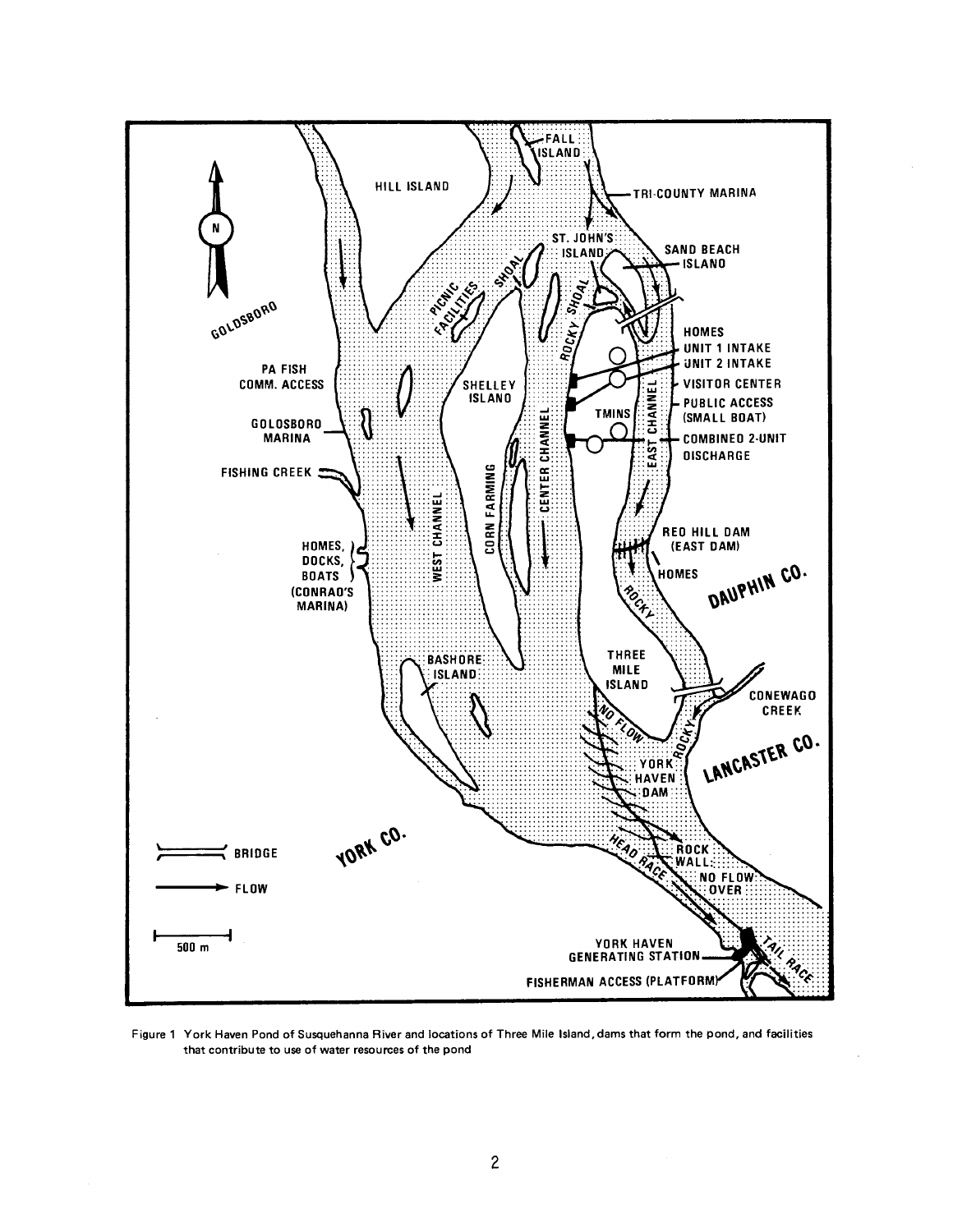Figure 1 York Haven Pond of Susquehanna River and locations of Three Mile Island, dams that form the pond, and facilities that contribute to use of water resources of the pond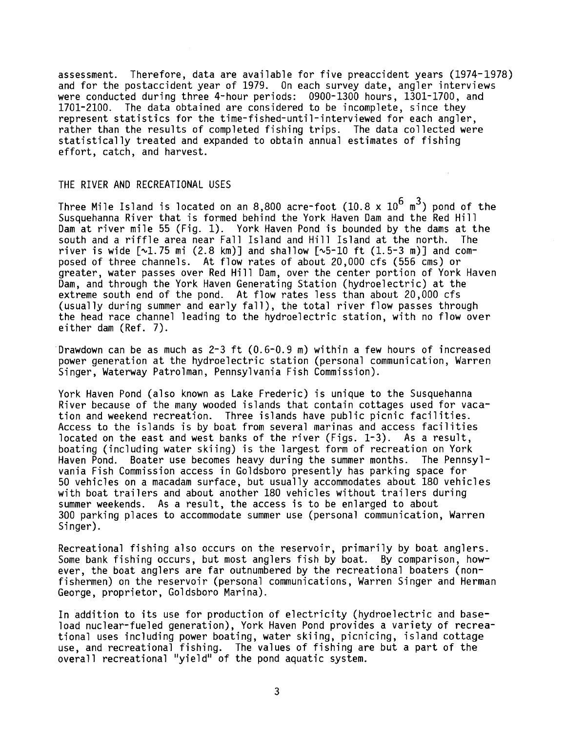assessment. Therefore, data are available for five preaccident years (1974-1978) and for the postaccident year of 1979. On each survey date, angler interviews were conducted during three 4-hour periods: 0900-1300 hours, 1301-1700, and 1701-2100. The data obtained are considered to be incomplete, since they represent statistics for the time-fished-until-interviewed for each angler, rather than the results of completed fishing trips. The data collected were statistically treated and expanded to obtain annual estimates of fishing effort, catch, and harvest.

## THE RIVER AND RECREATIONAL USES

Three Mile Island is located on an 8,800 acre-foot ($10.8 \times 10^6$ $m^3$) pond of the Susquehanna River that is formed behind the York Haven Dam and the Red Hill Dam at river mile 55 (Fig. 1). York Haven Pond is bounded by the dams at the south and a riffle area near Fall Island and Hill Island at the north. The river is wide [~1.75 mi (2.8 km)] and shallow [~5-10 ft (1.5-3 m)] and composed of three channels. At flow rates of about 20,000 cfs (556 cms) or greater, water passes over Red Hill Dam, over the center portion of York Haven Dam, and through the York Haven Generating Station (hydroelectric) at the extreme south end of the pond. At flow rates less than about 20,000 cfs (usually during summer and early fall), the total river flow passes through the head race channel leading to the hydroelectric station, with no flow over either dam (Ref. 7).

Drawdown can be as much as 2-3 ft (0.6-0.9 m) within a few hours of increased power generation at the hydroelectric station (personal communication, Warren Singer, Waterway Patrolman, Pennsylvania Fish Commission).

York Haven Pond (also known as Lake Frederic) is unique to the Susquehanna River because of the many wooded islands that contain cottages used for vacation and weekend recreation. Three islands have public picnic facilities. Access to the islands is by boat from several marinas and access facilities located on the east and west banks of the river (Figs. 1-3). As a result, boating (including water skiing) is the largest form of recreation on York Haven Pond. Boater use becomes heavy during the summer months. The Pennsylvania Fish Commission access in Goldsboro presently has parking space for 50 vehicles on a macadam surface, but usually accommodates about 180 vehicles with boat trailers and about another 180 vehicles without trailers during summer weekends. As a result, the access is to be enlarged to about 300 parking places to accommodate summer use (personal communication, Warren Singer).

Recreational fishing also occurs on the reservoir, primarily by boat anglers. Some bank fishing occurs, but most anglers fish by boat. By comparison, however, the boat anglers are far outnumbered by the recreational boaters (nonfishermen) on the reservoir (personal communications, Warren Singer and Herman George, proprietor, Goldsboro Marina).

In addition to its use for production of electricity (hydroelectric and baseload nuclear-fueled generation), York Haven Pond provides a variety of recreational uses including power boating, water skiing, picnicing, island cottage use, and recreational fishing. The values of fishing are but a part of the overall recreational "yield" of the pond aquatic system.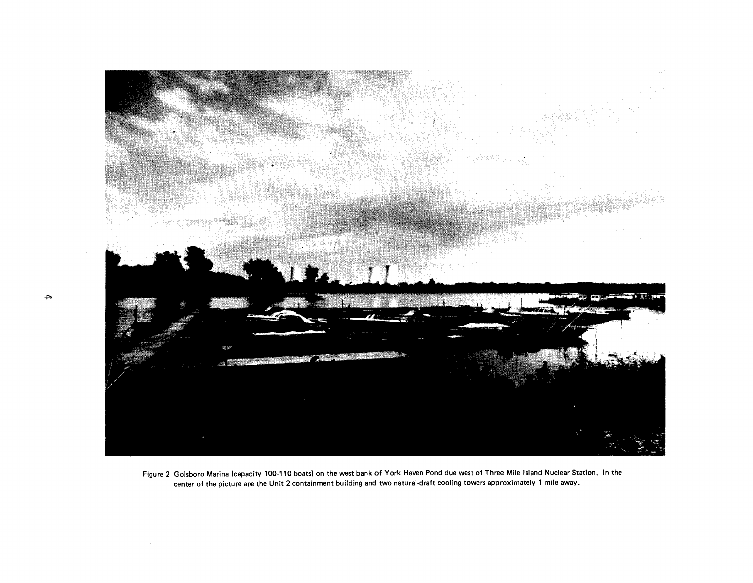Figure 2 Golsboro Marina (capacity 100-110 boats) on the west bank of York Haven Pond due west of Three Mile Island Nuclear Station. In the center of the picture are the Unit 2 containment building and two natural-draft cooling towers approximately 1 mile away.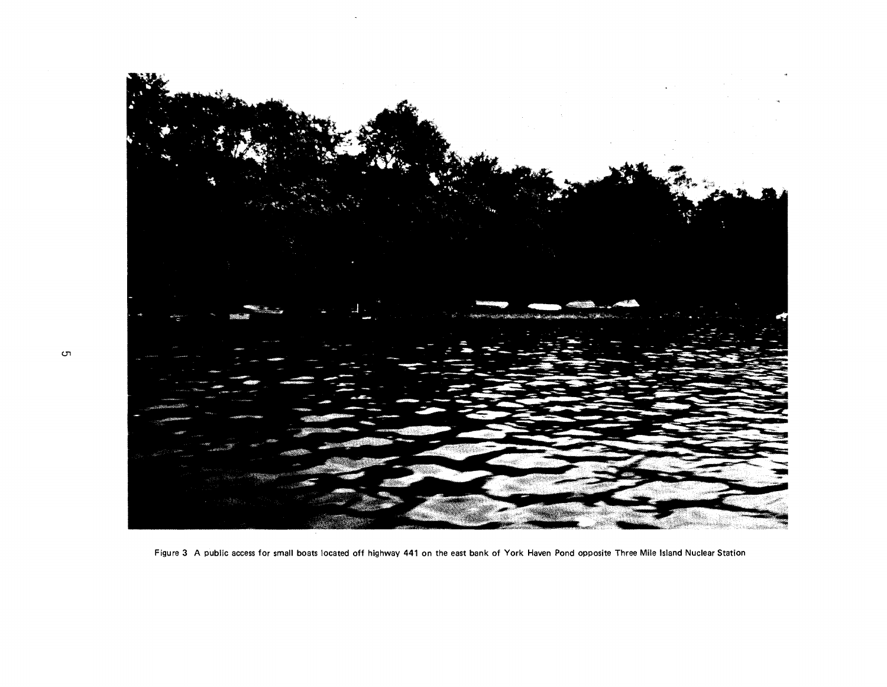Figure 3 A public access for small boats located off highway 441 on the east bank of York Haven Pond opposite Three Mile Island Nuclear Station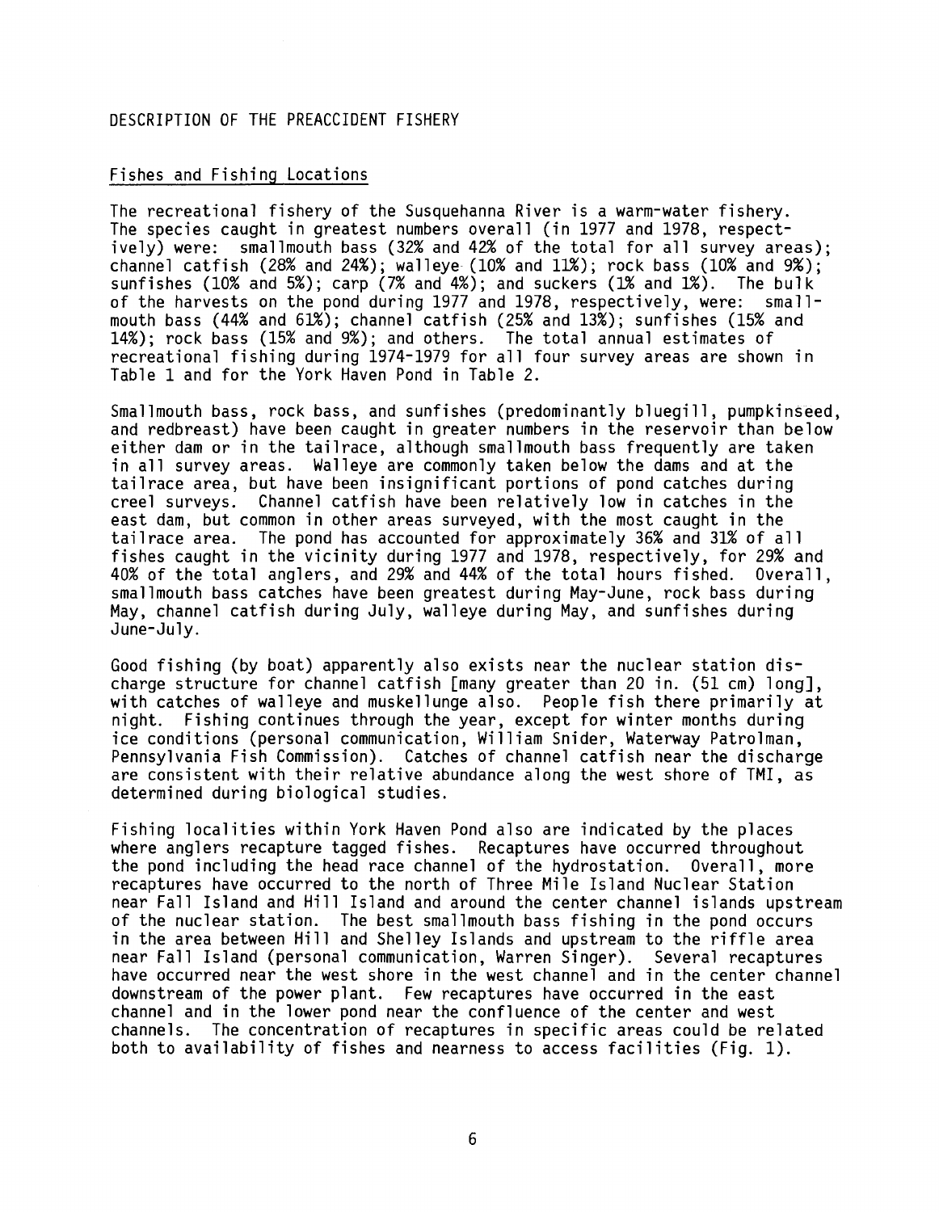## DESCRIPTION OF THE PREACCIDENT FISHERY

### Fishes and Fishing Locations

The recreational fishery of the Susquehanna River is a warm-water fishery. The species caught in greatest numbers overall (in 1977 and 1978, respectively) were: smallmouth bass (32% and 42% of the total for all survey areas); channel catfish (28% and 24%); walleye (10% and 11%); rock bass (10% and 9%); sunfishes (10% and 5%); carp (7% and 4%); and suckers (1% and 1%). The bulk of the harvests on the pond during 1977 and 1978, respectively, were: smallmouth bass (44% and 61%); channel catfish (25% and 13%); sunfishes (15% and 14%); rock bass (15% and 9%); and others. The total annual estimates of recreational fishing during 1974-1979 for all four survey areas are shown in Table 1 and for the York Haven Pond in Table 2.

Smallmouth bass, rock bass, and sunfishes (predominantly bluegill, pumpkinseed, and redbreast) have been caught in greater numbers in the reservoir than below either dam or in the tailrace, although smallmouth bass frequently are taken in all survey areas. Walleye are commonly taken below the dams and at the tailrace area, but have been insignificant portions of pond catches during creel surveys. Channel catfish have been relatively low in catches in the east dam, but common in other areas surveyed, with the most caught in the tailrace area. The pond has accounted for approximately 36% and 31% of all fishes caught in the vicinity during 1977 and 1978, respectively, for 29% and 40% of the total anglers, and 29% and 44% of the total hours fished. Overall, smallmouth bass catches have been greatest during May-June, rock bass during May, channel catfish during July, walleye during May, and sunfishes during June-July.

Good fishing (by boat) apparently also exists near the nuclear station discharge structure for channel catfish [many greater than 20 in. (51 cm) long], with catches of walleye and muskellunge also. People fish there primarily at night. Fishing continues through the year, except for winter months during ice conditions (personal communication, William Snider, Waterway Patrolman, Pennsylvania Fish Commission). Catches of channel catfish near the discharge are consistent with their relative abundance along the west shore of TMI, as determined during biological studies.

Fishing localities within York Haven Pond also are indicated by the places where anglers recapture tagged fishes. Recaptures have occurred throughout the pond including the head race channel of the hydrostation. Overall, more recaptures have occurred to the north of Three Mile Island Nuclear Station near Fall Island and Hill Island and around the center channel islands upstream of the nuclear station. The best smallmouth bass fishing in the pond occurs in the area between Hill and Shelley Islands and upstream to the riffle area near Fall Island (personal communication, Warren Singer). Several recaptures have occurred near the west shore in the west channel and in the center channel downstream of the power plant. Few recaptures have occurred in the east channel and in the lower pond near the confluence of the center and west channels. The concentration of recaptures in specific areas could be related both to availability of fishes and nearness to access facilities (Fig. 1).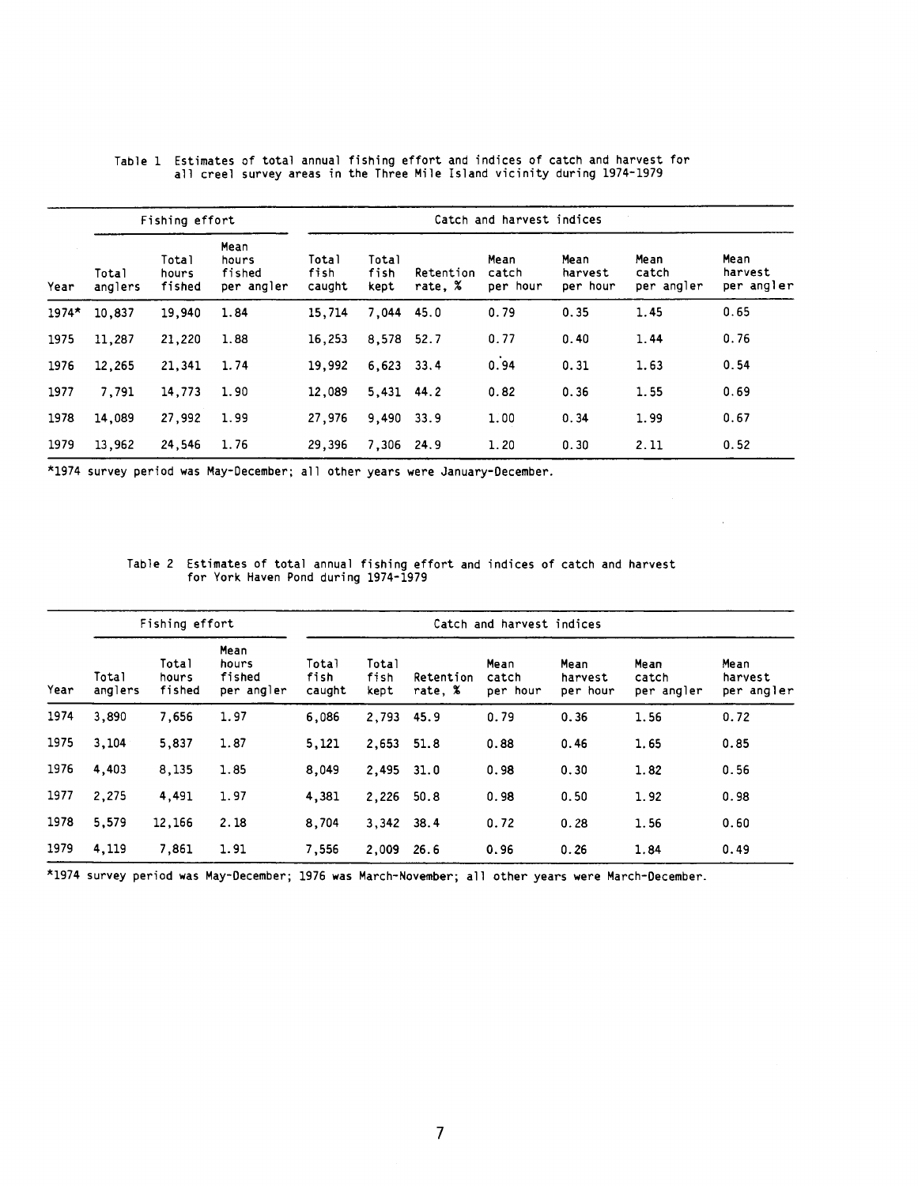Table 1 Estimates of total annual fishing effort and indices of catch and harvest for all creel survey areas in the Three Mile Island vicinity during 1974-1979

| | Fishing effort | | | Catch and harvest indices | | | | | | |
|---|---|---|---|---|---|---|---|---|---|---|
| Year | Total anglers | Total hours fished | Mean hours fished per angler | Total fish caught | Total fish kept | Retention rate, % | Mean catch per hour | Mean harvest per hour | Mean catch per angler | Mean harvest per angler |
| 1974* | 10,837 | 19,940 | 1.84 | 15,714 | 7,044 | 45.0 | 0.79 | 0.35 | 1.45 | 0.65 |
| 1975 | 11,287 | 21,220 | 1.88 | 16,253 | 8,578 | 52.7 | 0.77 | 0.40 | 1.44 | 0.76 |
| 1976 | 12,265 | 21,341 | 1.74 | 19,992 | 6,623 | 33.4 | 0.94 | 0.31 | 1.63 | 0.54 |
| 1977 | 7,791 | 14,773 | 1.90 | 12,089 | 5,431 | 44.2 | 0.82 | 0.36 | 1.55 | 0.69 |
| 1978 | 14,089 | 27,992 | 1.99 | 27,976 | 9,490 | 33.9 | 1.00 | 0.34 | 1.99 | 0.67 |
| 1979 | 13,962 | 24,546 | 1.76 | 29,396 | 7,306 | 24.9 | 1.20 | 0.30 | 2.11 | 0.52 |

*1974 survey period was May-December; all other years were January-December.

Table 2 Estimates of total annual fishing effort and indices of catch and harvest for York Haven Pond during 1974-1979

| | Fishing effort | | | Catch and harvest indices | | | | | | |
|---|---|---|---|---|---|---|---|---|---|---|
| Year | Total anglers | Total hours fished | Mean hours fished per angler | Total fish caught | Total fish kept | Retention rate, % | Mean catch per hour | Mean harvest per hour | Mean catch per angler | Mean harvest per angler |
| 1974 | 3,890 | 7,656 | 1.97 | 6,086 | 2,793 | 45.9 | 0.79 | 0.36 | 1.56 | 0.72 |
| 1975 | 3,104 | 5,837 | 1.87 | 5,121 | 2,653 | 51.8 | 0.88 | 0.46 | 1.65 | 0.85 |
| 1976 | 4,403 | 8,135 | 1.85 | 8,049 | 2,495 | 31.0 | 0.98 | 0.30 | 1.82 | 0.56 |
| 1977 | 2,275 | 4,491 | 1.97 | 4,381 | 2,226 | 50.8 | 0.98 | 0.50 | 1.92 | 0.98 |
| 1978 | 5,579 | 12,166 | 2.18 | 8,704 | 3,342 | 38.4 | 0.72 | 0.28 | 1.56 | 0.60 |
| 1979 | 4,119 | 7,861 | 1.91 | 7,556 | 2,009 | 26.6 | 0.96 | 0.26 | 1.84 | 0.49 |

*1974 survey period was May-December; 1976 was March-November; all other years were March-December.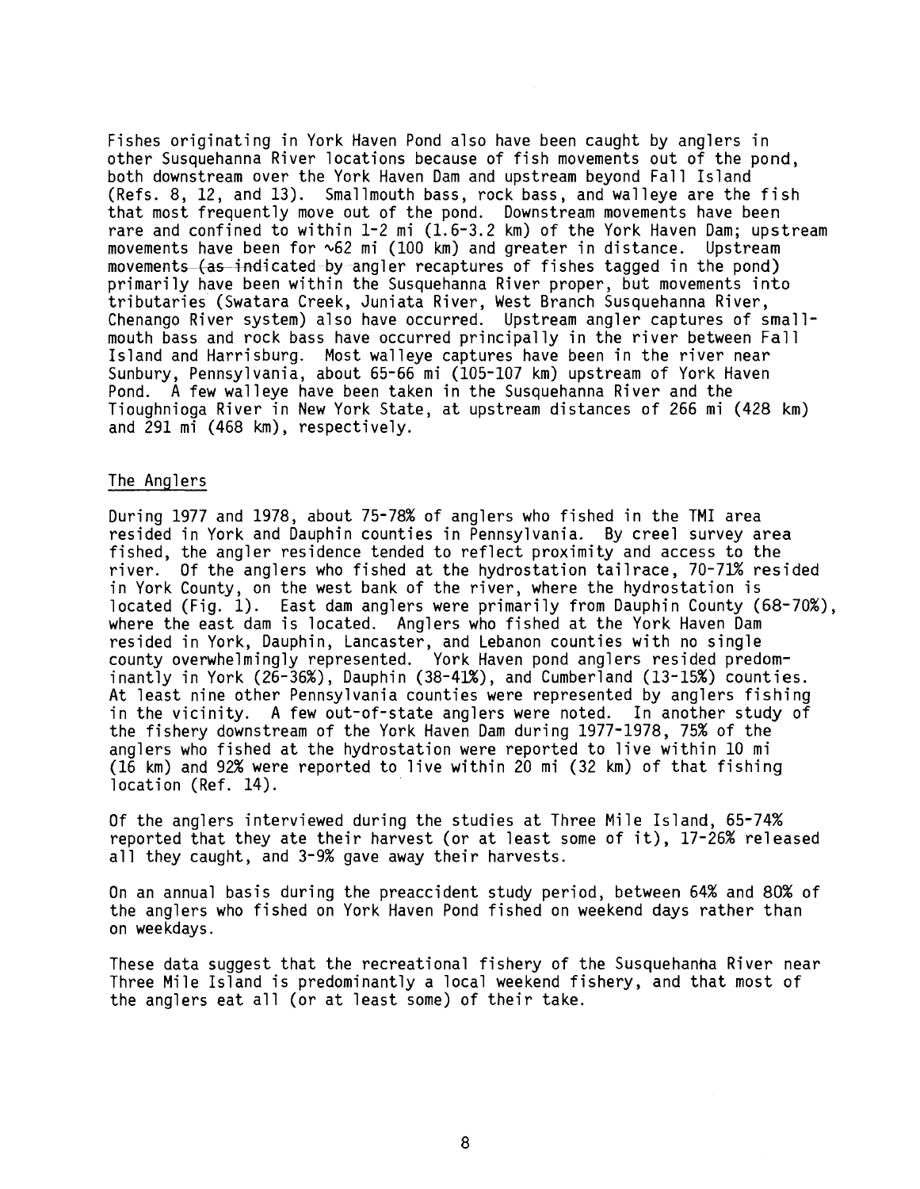Fishes originating in York Haven Pond also have been caught by anglers in other Susquehanna River locations because of fish movements out of the pond, both downstream over the York Haven Dam and upstream beyond Fall Island (Refs. 8, 12, and 13). Smallmouth bass, rock bass, and walleye are the fish that most frequently move out of the pond. Downstream movements have been rare and confined to within 1-2 mi (1.6-3.2 km) of the York Haven Dam; upstream movements have been for ~62 mi (100 km) and greater in distance. Upstream movements (as indicated by angler recaptures of fishes tagged in the pond) primarily have been within the Susquehanna River proper, but movements into tributaries (Swatara Creek, Juniata River, West Branch Susquehanna River, Chenango River system) also have occurred. Upstream angler captures of smallmouth bass and rock bass have occurred principally in the river between Fall Island and Harrisburg. Most walleye captures have been in the river near Sunbury, Pennsylvania, about 65-66 mi (105-107 km) upstream of York Haven Pond. A few walleye have been taken in the Susquehanna River and the Tioughnioga River in New York State, at upstream distances of 266 mi (428 km) and 291 mi (468 km), respectively.

## The Anglers

During 1977 and 1978, about 75-78% of anglers who fished in the TMI area resided in York and Dauphin counties in Pennsylvania. By creel survey area fished, the angler residence tended to reflect proximity and access to the river. Of the anglers who fished at the hydrostation tailrace, 70-71% resided in York County, on the west bank of the river, where the hydrostation is located (Fig. 1). East dam anglers were primarily from Dauphin County (68-70%), where the east dam is located. Anglers who fished at the York Haven Dam resided in York, Dauphin, Lancaster, and Lebanon counties with no single county overwhelmingly represented. York Haven pond anglers resided predominantly in York (26-36%), Dauphin (38-41%), and Cumberland (13-15%) counties. At least nine other Pennsylvania counties were represented by anglers fishing in the vicinity. A few out-of-state anglers were noted. In another study of the fishery downstream of the York Haven Dam during 1977-1978, 75% of the anglers who fished at the hydrostation were reported to live within 10 mi (16 km) and 92% were reported to live within 20 mi (32 km) of that fishing location (Ref. 14).

Of the anglers interviewed during the studies at Three Mile Island, 65-74% reported that they ate their harvest (or at least some of it), 17-26% released all they caught, and 3-9% gave away their harvests.

On an annual basis during the preaccident study period, between 64% and 80% of the anglers who fished on York Haven Pond fished on weekend days rather than on weekdays.

These data suggest that the recreational fishery of the Susquehanna River near Three Mile Island is predominantly a local weekend fishery, and that most of the anglers eat all (or at least some) of their take.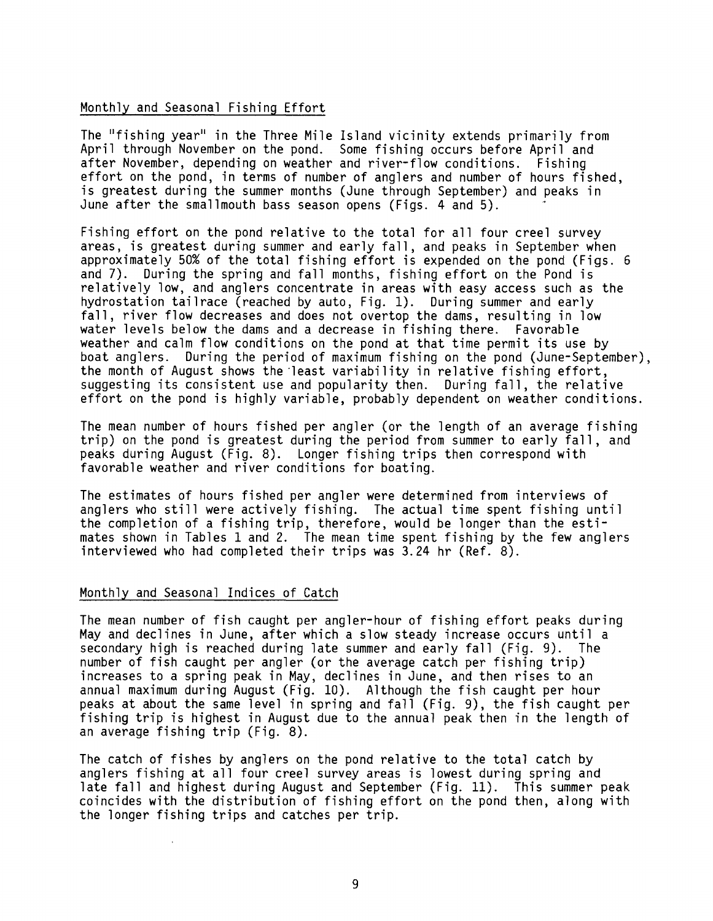## Monthly and Seasonal Fishing Effort

The "fishing year" in the Three Mile Island vicinity extends primarily from April through November on the pond. Some fishing occurs before April and after November, depending on weather and river-flow conditions. Fishing effort on the pond, in terms of number of anglers and number of hours fished, is greatest during the summer months (June through September) and peaks in June after the smallmouth bass season opens (Figs. 4 and 5).

Fishing effort on the pond relative to the total for all four creel survey areas, is greatest during summer and early fall, and peaks in September when approximately 50% of the total fishing effort is expended on the pond (Figs. 6 and 7). During the spring and fall months, fishing effort on the Pond is relatively low, and anglers concentrate in areas with easy access such as the hydrostation tailrace (reached by auto, Fig. 1). During summer and early fall, river flow decreases and does not overtop the dams, resulting in low water levels below the dams and a decrease in fishing there. Favorable weather and calm flow conditions on the pond at that time permit its use by boat anglers. During the period of maximum fishing on the pond (June-September), the month of August shows the least variability in relative fishing effort, suggesting its consistent use and popularity then. During fall, the relative effort on the pond is highly variable, probably dependent on weather conditions.

The mean number of hours fished per angler (or the length of an average fishing trip) on the pond is greatest during the period from summer to early fall, and peaks during August (Fig. 8). Longer fishing trips then correspond with favorable weather and river conditions for boating.

The estimates of hours fished per angler were determined from interviews of anglers who still were actively fishing. The actual time spent fishing until the completion of a fishing trip, therefore, would be longer than the estimates shown in Tables 1 and 2. The mean time spent fishing by the few anglers interviewed who had completed their trips was 3.24 hr (Ref. 8).

## Monthly and Seasonal Indices of Catch

The mean number of fish caught per angler-hour of fishing effort peaks during May and declines in June, after which a slow steady increase occurs until a secondary high is reached during late summer and early fall (Fig. 9). The number of fish caught per angler (or the average catch per fishing trip) increases to a spring peak in May, declines in June, and then rises to an annual maximum during August (Fig. 10). Although the fish caught per hour peaks at about the same level in spring and fall (Fig. 9), the fish caught per fishing trip is highest in August due to the annual peak then in the length of an average fishing trip (Fig. 8).

The catch of fishes by anglers on the pond relative to the total catch by anglers fishing at all four creel survey areas is lowest during spring and late fall and highest during August and September (Fig. 11). This summer peak coincides with the distribution of fishing effort on the pond then, along with the longer fishing trips and catches per trip.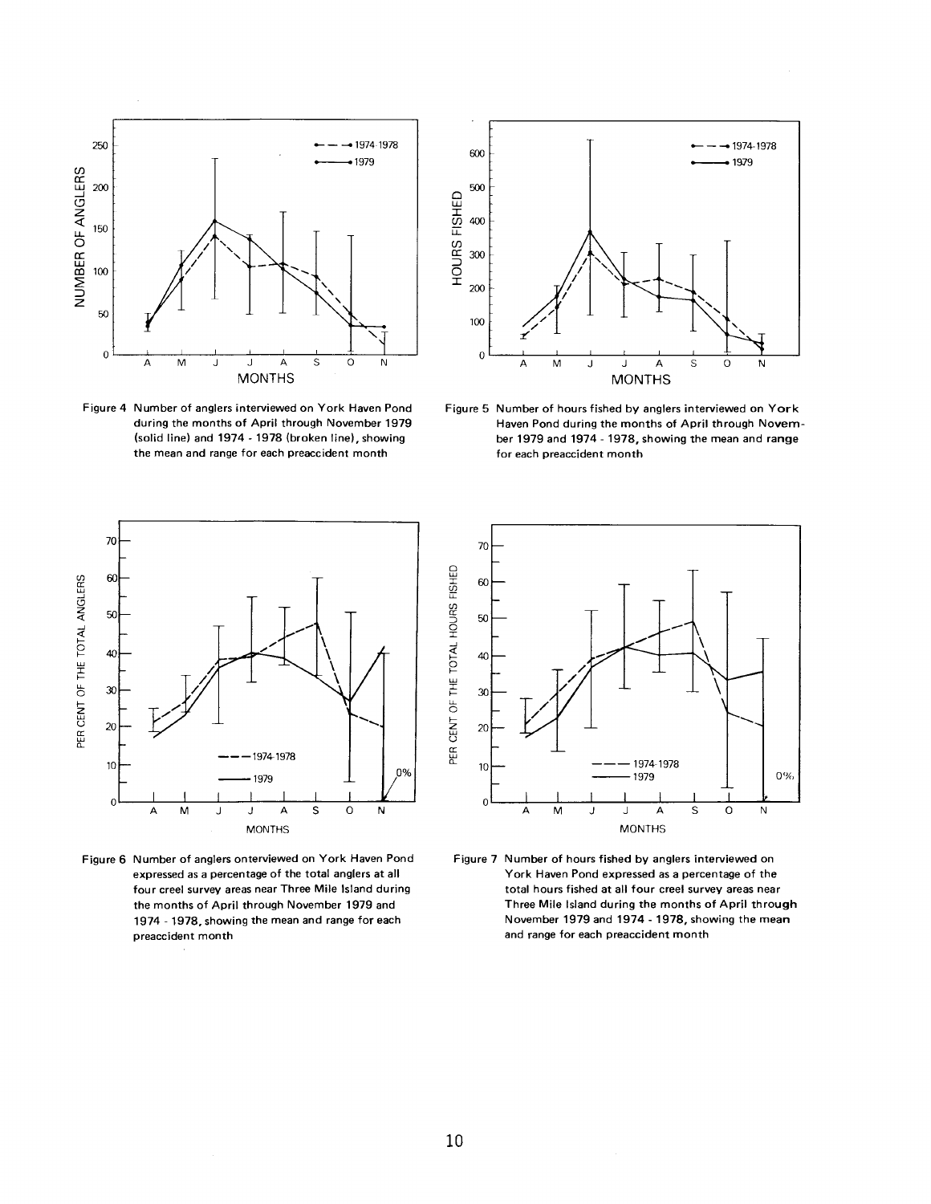Figure 4 Number of anglers interviewed on York Haven Pond during the months of April through November 1979 (solid line) and 1974 - 1978 (broken line), showing the mean and range for each preaccident month

Figure 5 Number of hours fished by anglers interviewed on York Haven Pond during the months of April through November 1979 and 1974 - 1978, showing the mean and range for each preaccident month

Figure 6 Number of anglers onterviewed on York Haven Pond expressed as a percentage of the total anglers at all four creel survey areas near Three Mile Island during the months of April through November 1979 and 1974 - 1978, showing the mean and range for each preaccident month

Figure 7 Number of hours fished by anglers interviewed on York Haven Pond expressed as a percentage of the total hours fished at all four creel survey areas near Three Mile Island during the months of April through November 1979 and 1974 - 1978, showing the mean and range for each preaccident month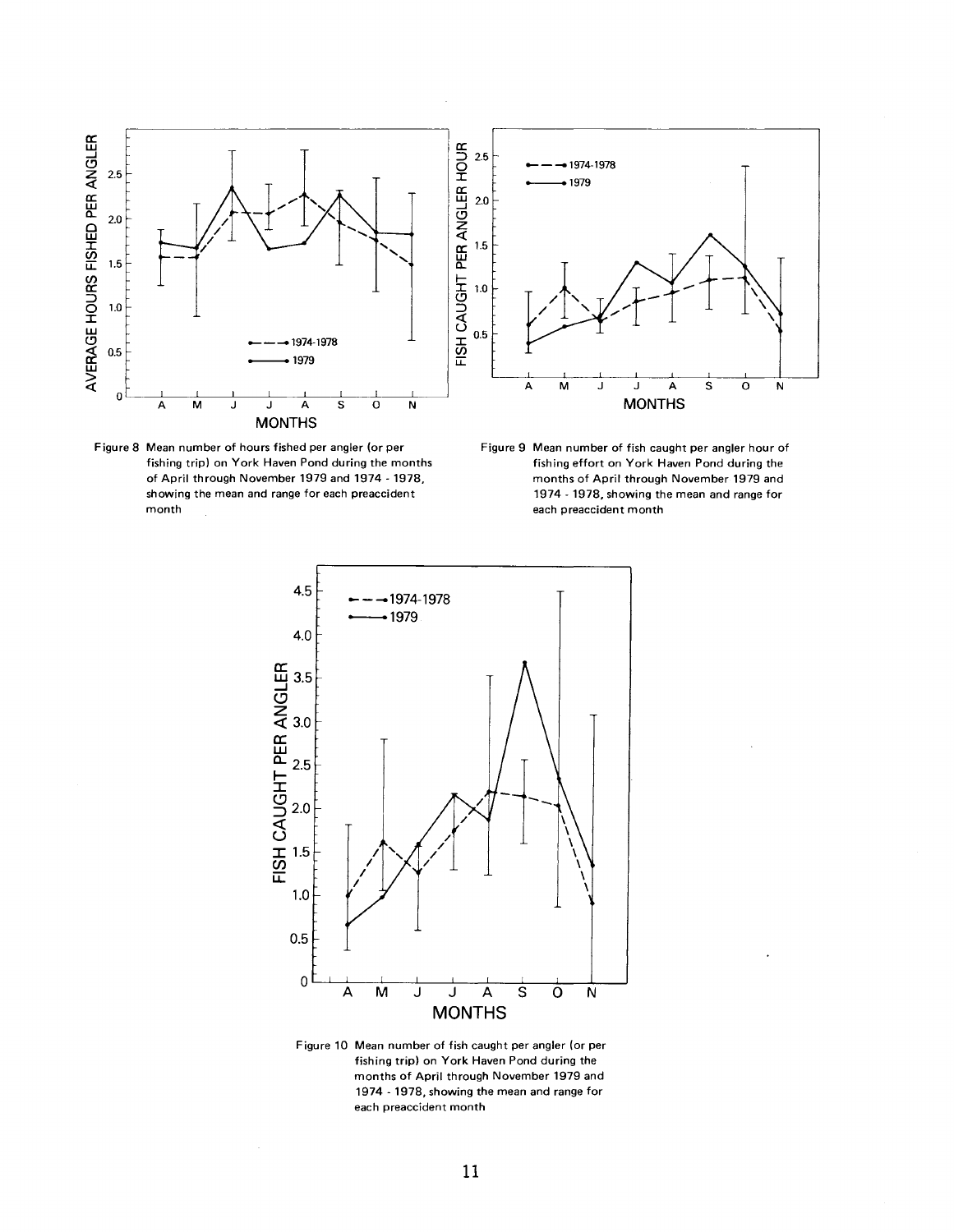Figure 8 Mean number of hours fished per angler (or per fishing trip) on York Haven Pond during the months of April through November 1979 and 1974 - 1978, showing the mean and range for each preaccident month

Figure 9 Mean number of fish caught per angler hour of fishing effort on York Haven Pond during the months of April through November 1979 and 1974 - 1978, showing the mean and range for each preaccident month

Figure 10 Mean number of fish caught per angler (or per fishing trip) on York Haven Pond during the months of April through November 1979 and 1974 - 1978, showing the mean and range for each preaccident month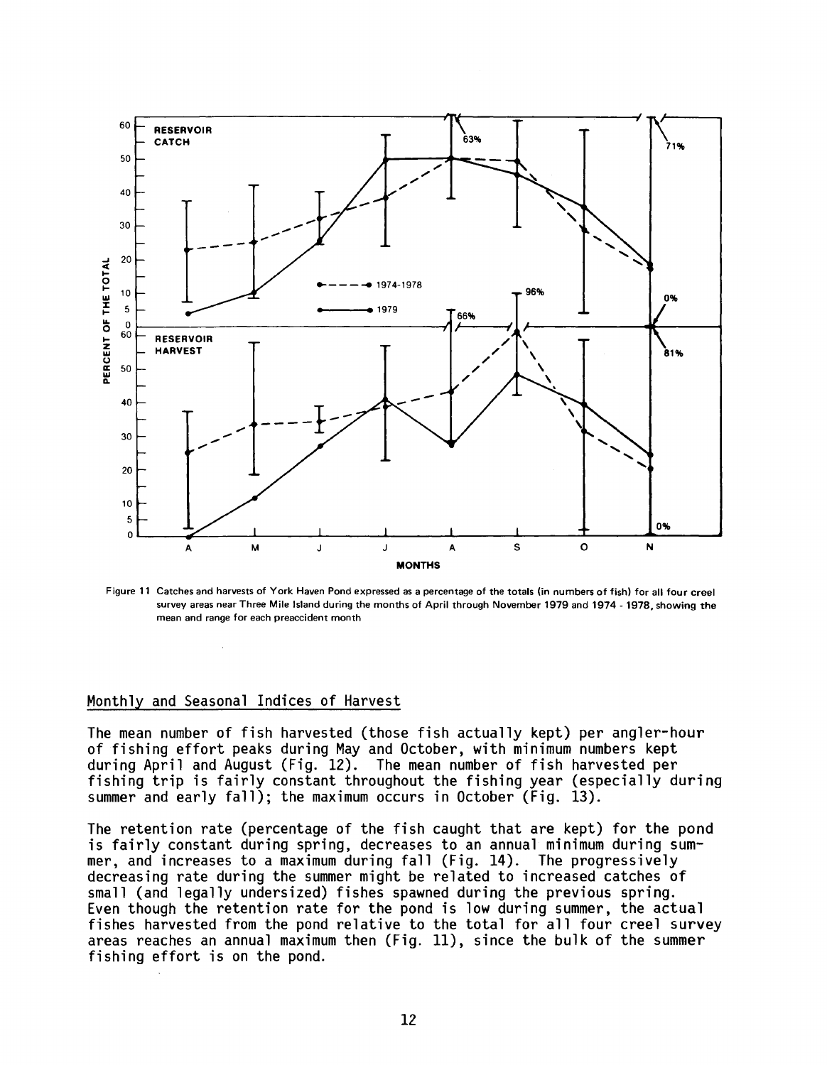Figure 11 Catches and harvests of York Haven Pond expressed as a percentage of the totals (in numbers of fish) for all four creel survey areas near Three Mile Island during the months of April through November 1979 and 1974 - 1978, showing the mean and range for each preaccident month

## Monthly and Seasonal Indices of Harvest

The mean number of fish harvested (those fish actually kept) per angler-hour of fishing effort peaks during May and October, with minimum numbers kept during April and August (Fig. 12). The mean number of fish harvested per fishing trip is fairly constant throughout the fishing year (especially during summer and early fall); the maximum occurs in October (Fig. 13).

The retention rate (percentage of the fish caught that are kept) for the pond is fairly constant during spring, decreases to an annual minimum during summer, and increases to a maximum during fall (Fig. 14). The progressively decreasing rate during the summer might be related to increased catches of small (and legally undersized) fishes spawned during the previous spring. Even though the retention rate for the pond is low during summer, the actual fishes harvested from the pond relative to the total for all four creel survey areas reaches an annual maximum then (Fig. 11), since the bulk of the summer fishing effort is on the pond.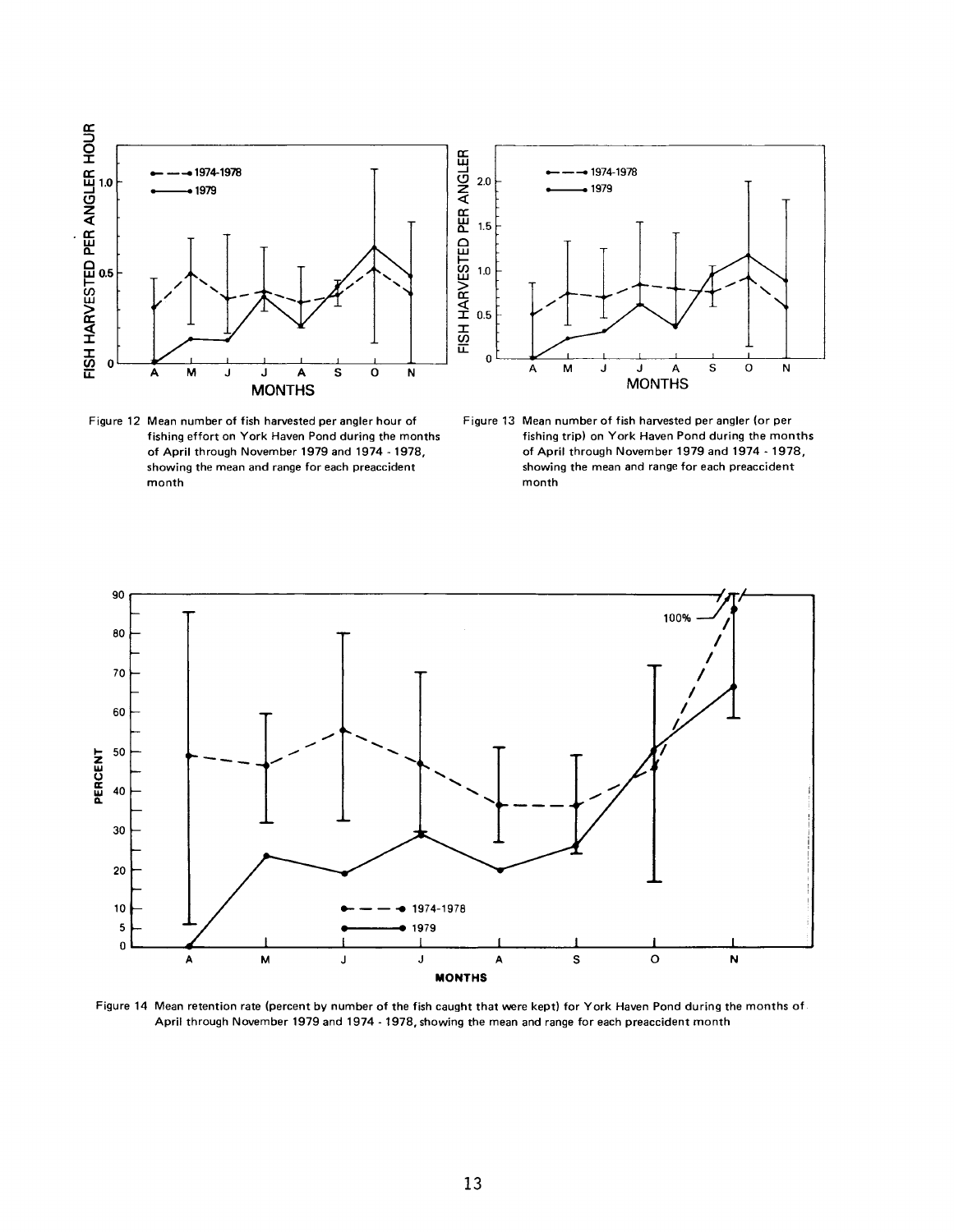Figure 12 Mean number of fish harvested per angler hour of fishing effort on York Haven Pond during the months of April through November 1979 and 1974 - 1978, showing the mean and range for each preaccident month

Figure 13 Mean number of fish harvested per angler (or per fishing trip) on York Haven Pond during the months of April through November 1979 and 1974 - 1978, showing the mean and range for each preaccident month

Figure 14 Mean retention rate (percent by number of the fish caught that were kept) for York Haven Pond during the months of April through November 1979 and 1974 - 1978, showing the mean and range for each preaccident month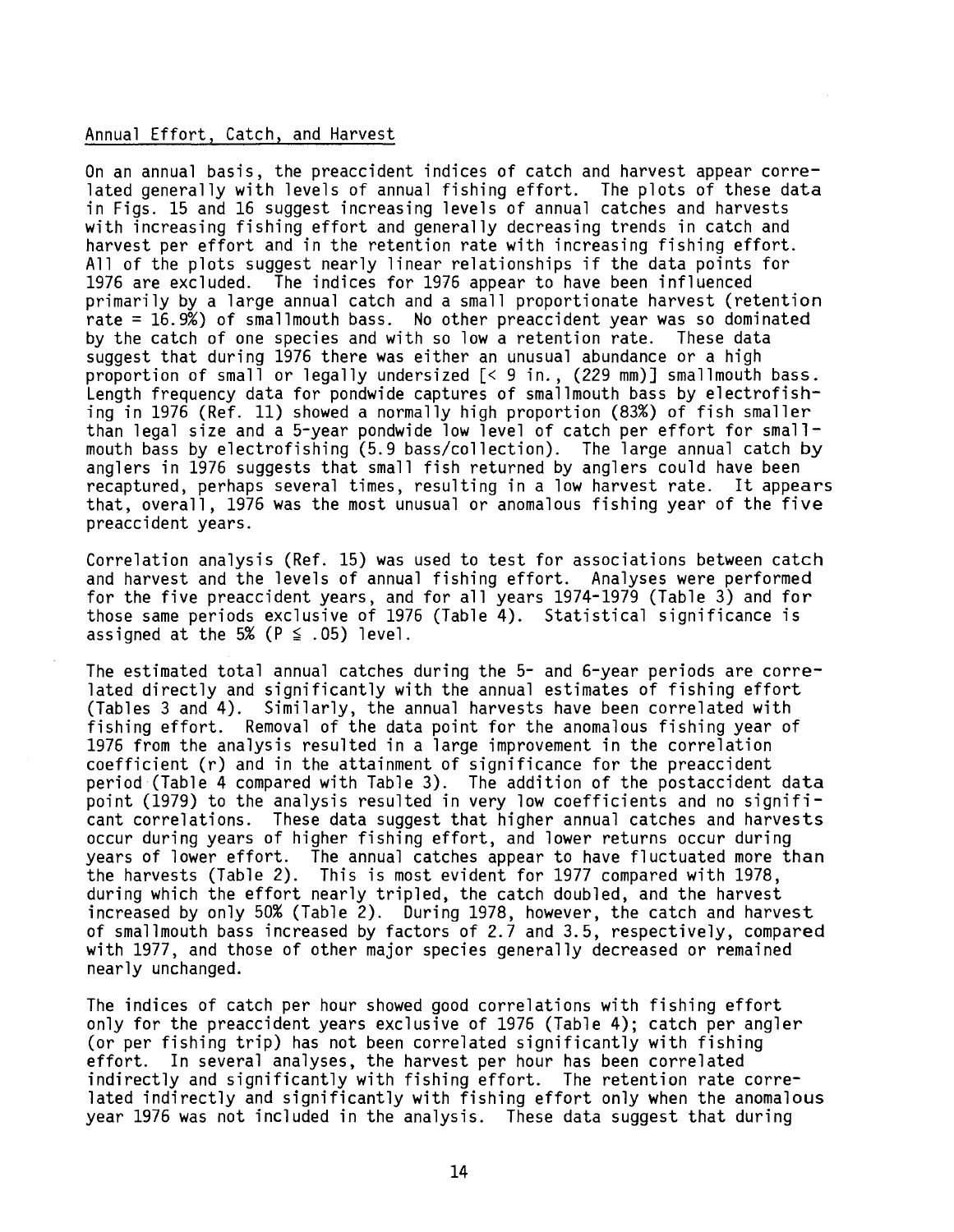## Annual Effort, Catch, and Harvest

On an annual basis, the preaccident indices of catch and harvest appear correlated generally with levels of annual fishing effort. The plots of these data in Figs. 15 and 16 suggest increasing levels of annual catches and harvests with increasing fishing effort and generally decreasing trends in catch and harvest per effort and in the retention rate with increasing fishing effort. All of the plots suggest nearly linear relationships if the data points for 1976 are excluded. The indices for 1976 appear to have been influenced primarily by a large annual catch and a small proportionate harvest (retention rate = 16.9%) of smallmouth bass. No other preaccident year was so dominated by the catch of one species and with so low a retention rate. These data suggest that during 1976 there was either an unusual abundance or a high proportion of small or legally undersized [< 9 in., (229 mm)] smallmouth bass. Length frequency data for pondwide captures of smallmouth bass by electrofishing in 1976 (Ref. 11) showed a normally high proportion (83%) of fish smaller than legal size and a 5-year pondwide low level of catch per effort for smallmouth bass by electrofishing (5.9 bass/collection). The large annual catch by anglers in 1976 suggests that small fish returned by anglers could have been recaptured, perhaps several times, resulting in a low harvest rate. It appears that, overall, 1976 was the most unusual or anomalous fishing year of the five preaccident years.

Correlation analysis (Ref. 15) was used to test for associations between catch and harvest and the levels of annual fishing effort. Analyses were performed for the five preaccident years, and for all years 1974-1979 (Table 3) and for those same periods exclusive of 1976 (Table 4). Statistical significance is assigned at the 5% ($P \leq .05$) level.

The estimated total annual catches during the 5- and 6-year periods are correlated directly and significantly with the annual estimates of fishing effort (Tables 3 and 4). Similarly, the annual harvests have been correlated with fishing effort. Removal of the data point for the anomalous fishing year of 1976 from the analysis resulted in a large improvement in the correlation coefficient ($r$) and in the attainment of significance for the preaccident period (Table 4 compared with Table 3). The addition of the postaccident data point (1979) to the analysis resulted in very low coefficients and no significant correlations. These data suggest that higher annual catches and harvests occur during years of higher fishing effort, and lower returns occur during years of lower effort. The annual catches appear to have fluctuated more than the harvests (Table 2). This is most evident for 1977 compared with 1978, during which the effort nearly tripled, the catch doubled, and the harvest increased by only 50% (Table 2). During 1978, however, the catch and harvest of smallmouth bass increased by factors of 2.7 and 3.5, respectively, compared with 1977, and those of other major species generally decreased or remained nearly unchanged.

The indices of catch per hour showed good correlations with fishing effort only for the preaccident years exclusive of 1976 (Table 4); catch per angler (or per fishing trip) has not been correlated significantly with fishing effort. In several analyses, the harvest per hour has been correlated indirectly and significantly with fishing effort. The retention rate correlated indirectly and significantly with fishing effort only when the anomalous year 1976 was not included in the analysis. These data suggest that during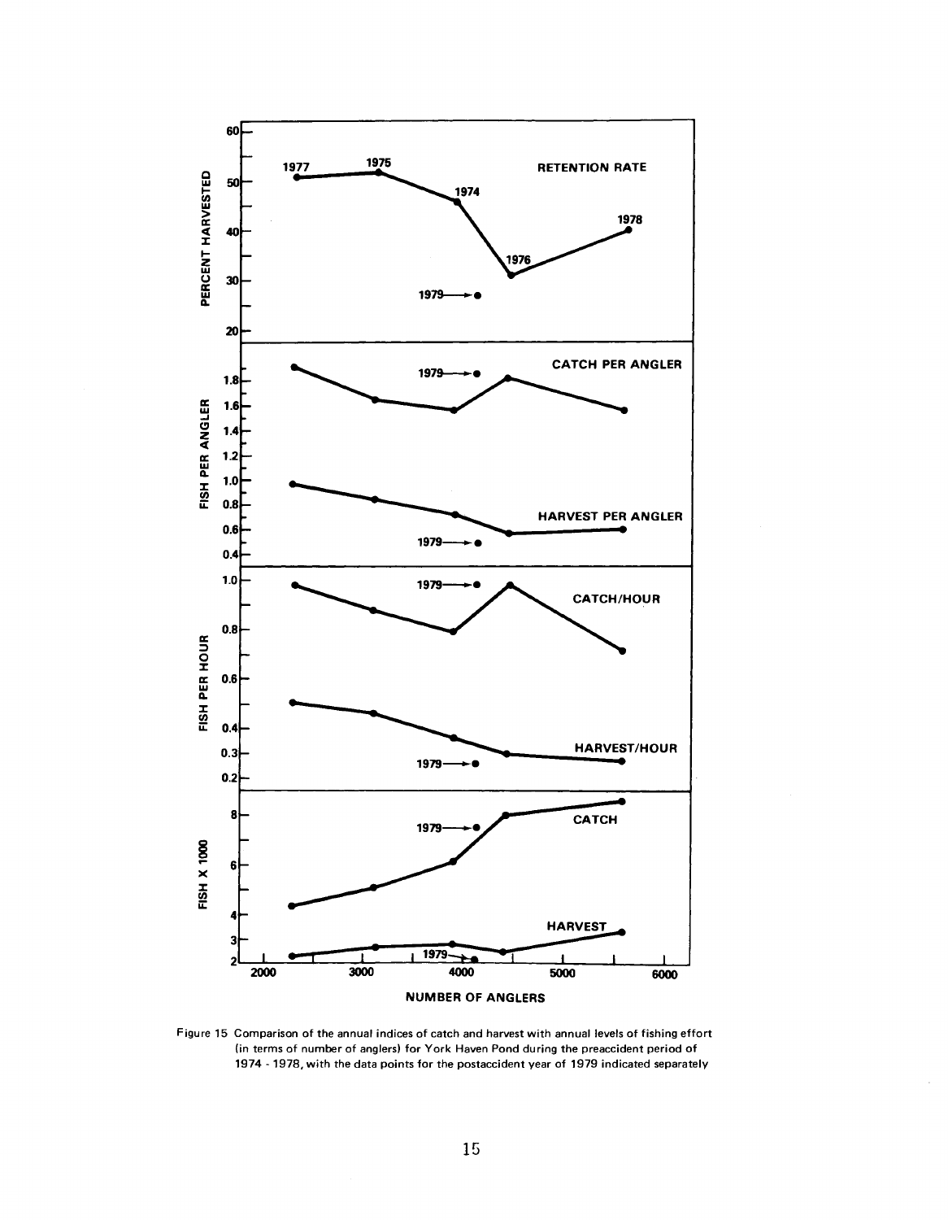Figure 15 Comparison of the annual indices of catch and harvest with annual levels of fishing effort (in terms of number of anglers) for York Haven Pond during the preaccident period of 1974 - 1978, with the data points for the postaccident year of 1979 indicated separately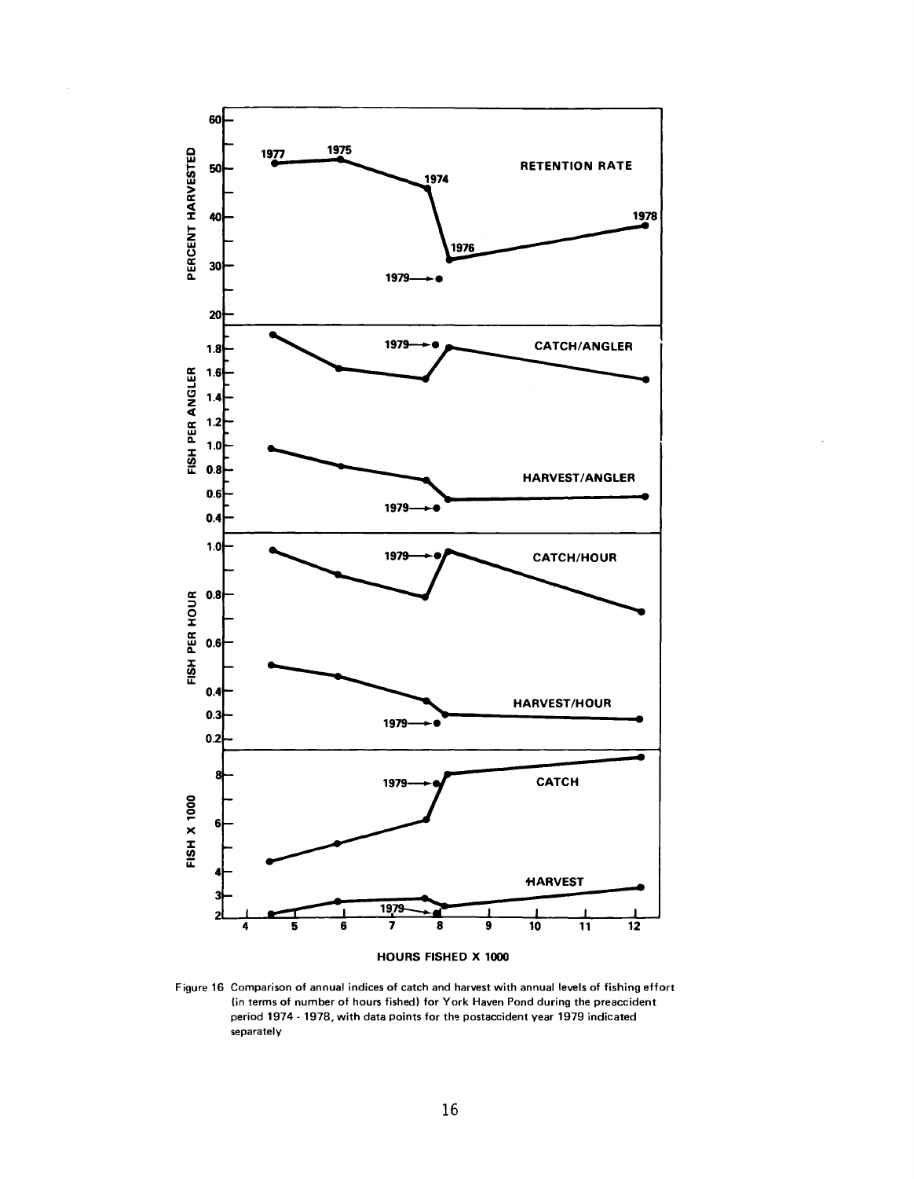Figure 16 Comparison of annual indices of catch and harvest with annual levels of fishing effort (in terms of number of hours fished) for York Haven Pond during the preaccident period 1974 - 1978, with data points for the postaccident year 1979 indicated separately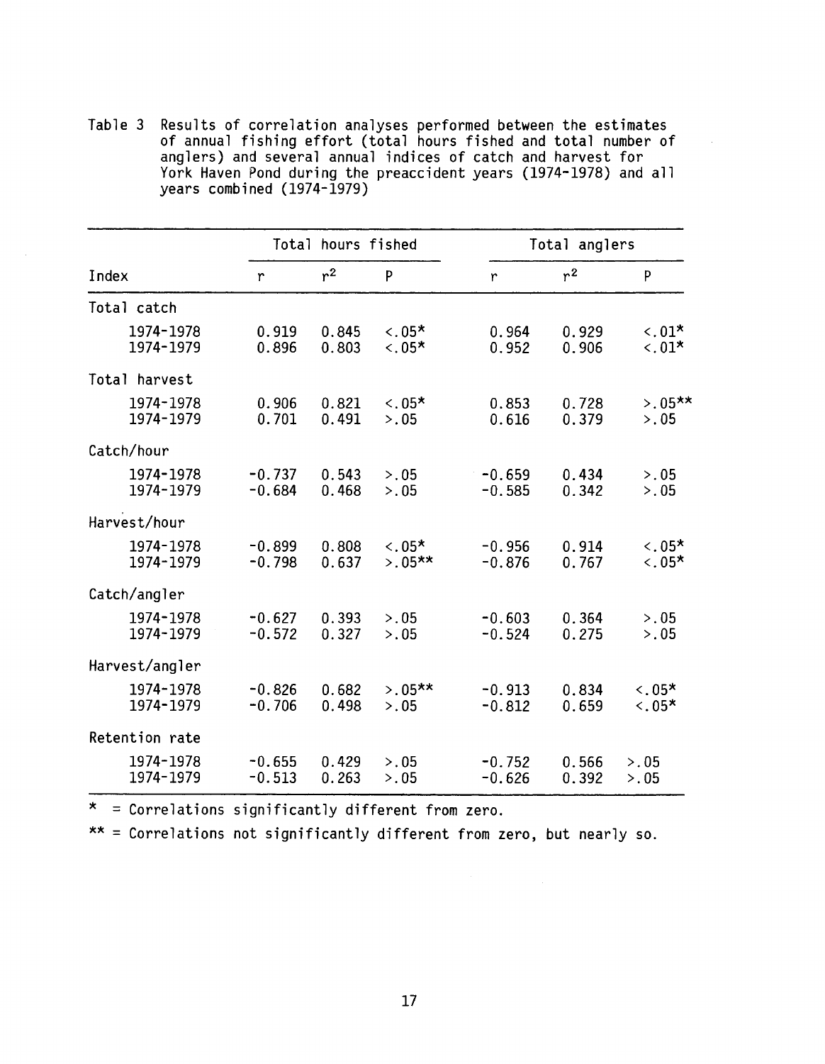Table 3 Results of correlation analyses performed between the estimates of annual fishing effort (total hours fished and total number of anglers) and several annual indices of catch and harvest for York Haven Pond during the preaccident years (1974-1978) and all years combined (1974-1979)

| Index | Total hours fished | | | Total anglers | | |
|---|---|---|---|---|---|---|
| | r | $r^2$ | P | r | $r^2$ | P |
| **Total catch** | | | | | | |
| 1974-1978 | 0.919 | 0.845 | <.05* | 0.964 | 0.929 | <.01* |
| 1974-1979 | 0.896 | 0.803 | <.05* | 0.952 | 0.906 | <.01* |
| **Total harvest** | | | | | | |
| 1974-1978 | 0.906 | 0.821 | <.05* | 0.853 | 0.728 | >.05** |
| 1974-1979 | 0.701 | 0.491 | >.05 | 0.616 | 0.379 | >.05 |
| **Catch/hour** | | | | | | |
| 1974-1978 | -0.737 | 0.543 | >.05 | -0.659 | 0.434 | >.05 |
| 1974-1979 | -0.684 | 0.468 | >.05 | -0.585 | 0.342 | >.05 |
| **Harvest/hour** | | | | | | |
| 1974-1978 | -0.899 | 0.808 | <.05* | -0.956 | 0.914 | <.05* |
| 1974-1979 | -0.798 | 0.637 | >.05** | -0.876 | 0.767 | <.05* |
| **Catch/angler** | | | | | | |
| 1974-1978 | -0.627 | 0.393 | >.05 | -0.603 | 0.364 | >.05 |
| 1974-1979 | -0.572 | 0.327 | >.05 | -0.524 | 0.275 | >.05 |
| **Harvest/angler** | | | | | | |
| 1974-1978 | -0.826 | 0.682 | >.05** | -0.913 | 0.834 | <.05* |
| 1974-1979 | -0.706 | 0.498 | >.05 | -0.812 | 0.659 | <.05* |
| **Retention rate** | | | | | | |
| 1974-1978 | -0.655 | 0.429 | >.05 | -0.752 | 0.566 | >.05 |
| 1974-1979 | -0.513 | 0.263 | >.05 | -0.626 | 0.392 | >.05 |

* = Correlations significantly different from zero.

** = Correlations not significantly different from zero, but nearly so.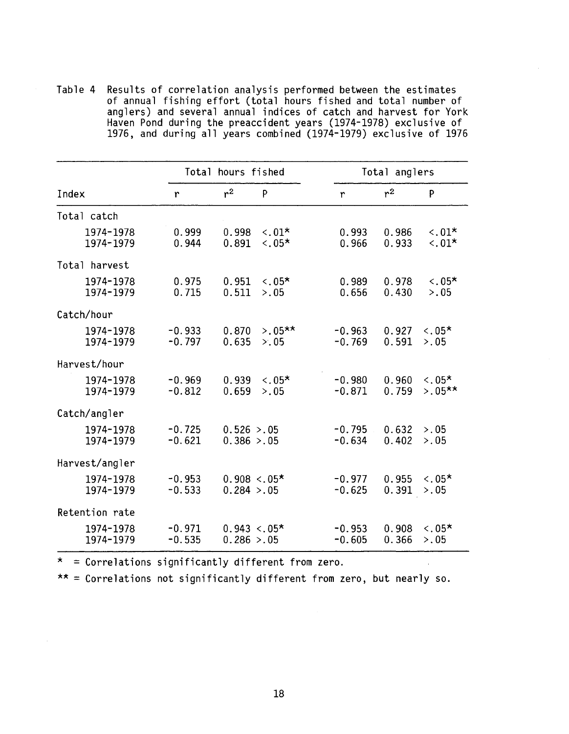Table 4 Results of correlation analysis performed between the estimates of annual fishing effort (total hours fished and total number of anglers) and several annual indices of catch and harvest for York Haven Pond during the preaccident years (1974-1978) exclusive of 1976, and during all years combined (1974-1979) exclusive of 1976

| | Total hours fished | | | Total anglers | | |
|---|---|---|---|---|---|---|
| Index | r | $r^2$ | P | r | $r^2$ | P |
| Total catch | | | | | | |
| 1974-1978 | 0.999 | 0.998 | <.01* | 0.993 | 0.986 | <.01* |
| 1974-1979 | 0.944 | 0.891 | <.05* | 0.966 | 0.933 | <.01* |
| Total harvest | | | | | | |
| 1974-1978 | 0.975 | 0.951 | <.05* | 0.989 | 0.978 | <.05* |
| 1974-1979 | 0.715 | 0.511 | >.05 | 0.656 | 0.430 | >.05 |
| Catch/hour | | | | | | |
| 1974-1978 | -0.933 | 0.870 | >.05** | -0.963 | 0.927 | <.05* |
| 1974-1979 | -0.797 | 0.635 | >.05 | -0.769 | 0.591 | >.05 |
| Harvest/hour | | | | | | |
| 1974-1978 | -0.969 | 0.939 | <.05* | -0.980 | 0.960 | <.05* |
| 1974-1979 | -0.812 | 0.659 | >.05 | -0.871 | 0.759 | >.05** |
| Catch/angler | | | | | | |
| 1974-1978 | -0.725 | 0.526 | >.05 | -0.795 | 0.632 | >.05 |
| 1974-1979 | -0.621 | 0.386 | >.05 | -0.634 | 0.402 | >.05 |
| Harvest/angler | | | | | | |
| 1974-1978 | -0.953 | 0.908 | <.05* | -0.977 | 0.955 | <.05* |
| 1974-1979 | -0.533 | 0.284 | >.05 | -0.625 | 0.391 | >.05 |
| Retention rate | | | | | | |
| 1974-1978 | -0.971 | 0.943 | <.05* | -0.953 | 0.908 | <.05* |
| 1974-1979 | -0.535 | 0.286 | >.05 | -0.605 | 0.366 | >.05 |

\* = Correlations significantly different from zero.

** = Correlations not significantly different from zero, but nearly so.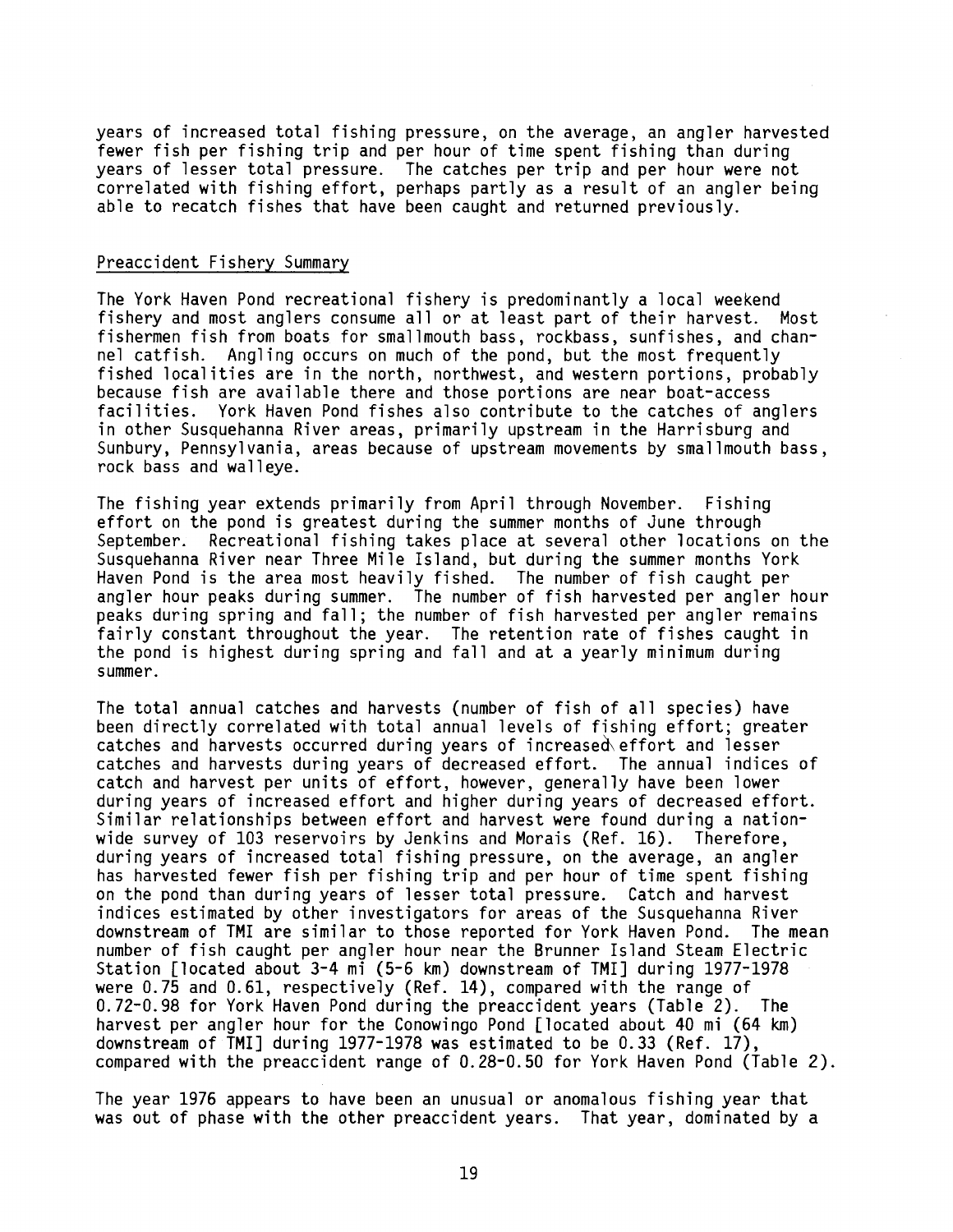years of increased total fishing pressure, on the average, an angler harvested fewer fish per fishing trip and per hour of time spent fishing than during years of lesser total pressure. The catches per trip and per hour were not correlated with fishing effort, perhaps partly as a result of an angler being able to recatch fishes that have been caught and returned previously.

## Preaccident Fishery Summary

The York Haven Pond recreational fishery is predominantly a local weekend fishery and most anglers consume all or at least part of their harvest. Most fishermen fish from boats for smallmouth bass, rockbass, sunfishes, and channel catfish. Angling occurs on much of the pond, but the most frequently fished localities are in the north, northwest, and western portions, probably because fish are available there and those portions are near boat-access facilities. York Haven Pond fishes also contribute to the catches of anglers in other Susquehanna River areas, primarily upstream in the Harrisburg and Sunbury, Pennsylvania, areas because of upstream movements by smallmouth bass, rock bass and walleye.

The fishing year extends primarily from April through November. Fishing effort on the pond is greatest during the summer months of June through September. Recreational fishing takes place at several other locations on the Susquehanna River near Three Mile Island, but during the summer months York Haven Pond is the area most heavily fished. The number of fish caught per angler hour peaks during summer. The number of fish harvested per angler hour peaks during spring and fall; the number of fish harvested per angler remains fairly constant throughout the year. The retention rate of fishes caught in the pond is highest during spring and fall and at a yearly minimum during summer.

The total annual catches and harvests (number of fish of all species) have been directly correlated with total annual levels of fishing effort; greater catches and harvests occurred during years of increased effort and lesser catches and harvests during years of decreased effort. The annual indices of catch and harvest per units of effort, however, generally have been lower during years of increased effort and higher during years of decreased effort. Similar relationships between effort and harvest were found during a nationwide survey of 103 reservoirs by Jenkins and Morais (Ref. 16). Therefore, during years of increased total fishing pressure, on the average, an angler has harvested fewer fish per fishing trip and per hour of time spent fishing on the pond than during years of lesser total pressure. Catch and harvest indices estimated by other investigators for areas of the Susquehanna River downstream of TMI are similar to those reported for York Haven Pond. The mean number of fish caught per angler hour near the Brunner Island Steam Electric Station [located about 3-4 mi (5-6 km) downstream of TMI] during 1977-1978 were 0.75 and 0.61, respectively (Ref. 14), compared with the range of 0.72-0.98 for York Haven Pond during the preaccident years (Table 2). The harvest per angler hour for the Conowingo Pond [located about 40 mi (64 km) downstream of TMI] during 1977-1978 was estimated to be 0.33 (Ref. 17), compared with the preaccident range of 0.28-0.50 for York Haven Pond (Table 2).

The year 1976 appears to have been an unusual or anomalous fishing year that was out of phase with the other preaccident years. That year, dominated by a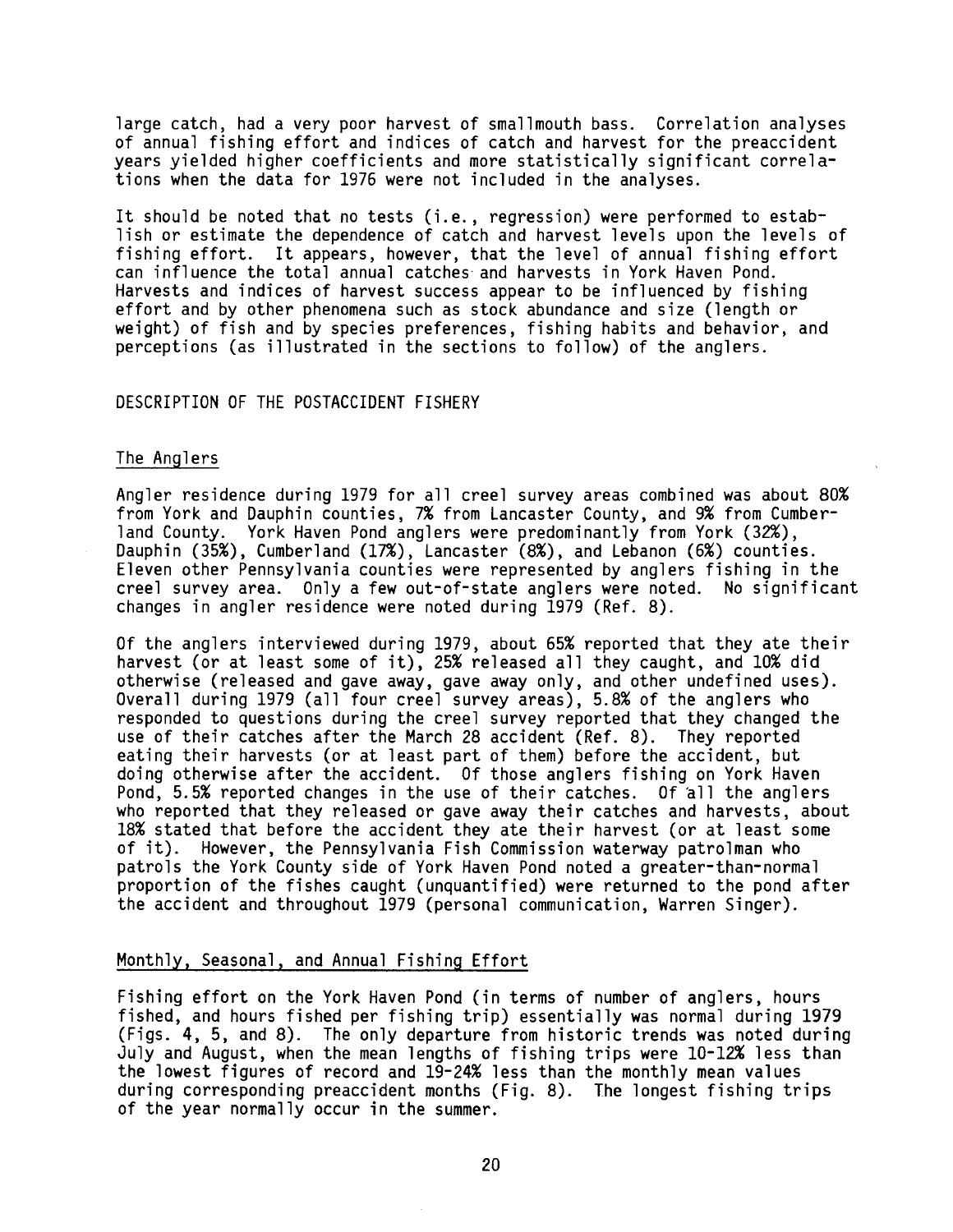large catch, had a very poor harvest of smallmouth bass. Correlation analyses of annual fishing effort and indices of catch and harvest for the preaccident years yielded higher coefficients and more statistically significant correlations when the data for 1976 were not included in the analyses.

It should be noted that no tests (i.e., regression) were performed to establish or estimate the dependence of catch and harvest levels upon the levels of fishing effort. It appears, however, that the level of annual fishing effort can influence the total annual catches and harvests in York Haven Pond. Harvests and indices of harvest success appear to be influenced by fishing effort and by other phenomena such as stock abundance and size (length or weight) of fish and by species preferences, fishing habits and behavior, and perceptions (as illustrated in the sections to follow) of the anglers.

## DESCRIPTION OF THE POSTACCIDENT FISHERY

### The Anglers

Angler residence during 1979 for all creel survey areas combined was about 80% from York and Dauphin counties, 7% from Lancaster County, and 9% from Cumberland County. York Haven Pond anglers were predominantly from York (32%), Dauphin (35%), Cumberland (17%), Lancaster (8%), and Lebanon (6%) counties. Eleven other Pennsylvania counties were represented by anglers fishing in the creel survey area. Only a few out-of-state anglers were noted. No significant changes in angler residence were noted during 1979 (Ref. 8).

Of the anglers interviewed during 1979, about 65% reported that they ate their harvest (or at least some of it), 25% released all they caught, and 10% did otherwise (released and gave away, gave away only, and other undefined uses). Overall during 1979 (all four creel survey areas), 5.8% of the anglers who responded to questions during the creel survey reported that they changed the use of their catches after the March 28 accident (Ref. 8). They reported eating their harvests (or at least part of them) before the accident, but doing otherwise after the accident. Of those anglers fishing on York Haven Pond, 5.5% reported changes in the use of their catches. Of all the anglers who reported that they released or gave away their catches and harvests, about 18% stated that before the accident they ate their harvest (or at least some of it). However, the Pennsylvania Fish Commission waterway patrolman who patrols the York County side of York Haven Pond noted a greater-than-normal proportion of the fishes caught (unquantified) were returned to the pond after the accident and throughout 1979 (personal communication, Warren Singer).

### Monthly, Seasonal, and Annual Fishing Effort

Fishing effort on the York Haven Pond (in terms of number of anglers, hours fished, and hours fished per fishing trip) essentially was normal during 1979 (Figs. 4, 5, and 8). The only departure from historic trends was noted during July and August, when the mean lengths of fishing trips were 10-12% less than the lowest figures of record and 19-24% less than the monthly mean values during corresponding preaccident months (Fig. 8). The longest fishing trips of the year normally occur in the summer.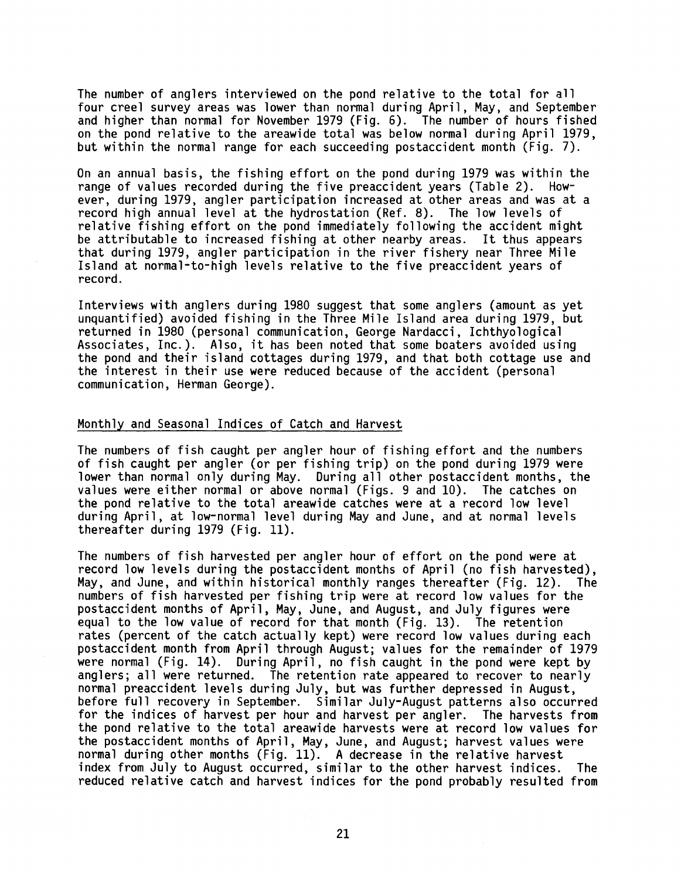The number of anglers interviewed on the pond relative to the total for all four creel survey areas was lower than normal during April, May, and September and higher than normal for November 1979 (Fig. 6). The number of hours fished on the pond relative to the areawide total was below normal during April 1979, but within the normal range for each succeeding postaccident month (Fig. 7).

On an annual basis, the fishing effort on the pond during 1979 was within the range of values recorded during the five preaccident years (Table 2). However, during 1979, angler participation increased at other areas and was at a record high annual level at the hydrostation (Ref. 8). The low levels of relative fishing effort on the pond immediately following the accident might be attributable to increased fishing at other nearby areas. It thus appears that during 1979, angler participation in the river fishery near Three Mile Island at normal-to-high levels relative to the five preaccident years of record.

Interviews with anglers during 1980 suggest that some anglers (amount as yet unquantified) avoided fishing in the Three Mile Island area during 1979, but returned in 1980 (personal communication, George Nardacci, Ichthyological Associates, Inc.). Also, it has been noted that some boaters avoided using the pond and their island cottages during 1979, and that both cottage use and the interest in their use were reduced because of the accident (personal communication, Herman George).

## Monthly and Seasonal Indices of Catch and Harvest

The numbers of fish caught per angler hour of fishing effort and the numbers of fish caught per angler (or per fishing trip) on the pond during 1979 were lower than normal only during May. During all other postaccident months, the values were either normal or above normal (Figs. 9 and 10). The catches on the pond relative to the total areawide catches were at a record low level during April, at low-normal level during May and June, and at normal levels thereafter during 1979 (Fig. 11).

The numbers of fish harvested per angler hour of effort on the pond were at record low levels during the postaccident months of April (no fish harvested), May, and June, and within historical monthly ranges thereafter (Fig. 12). The numbers of fish harvested per fishing trip were at record low values for the postaccident months of April, May, June, and August, and July figures were equal to the low value of record for that month (Fig. 13). The retention rates (percent of the catch actually kept) were record low values during each postaccident month from April through August; values for the remainder of 1979 were normal (Fig. 14). During April, no fish caught in the pond were kept by anglers; all were returned. The retention rate appeared to recover to nearly normal preaccident levels during July, but was further depressed in August, before full recovery in September. Similar July-August patterns also occurred for the indices of harvest per hour and harvest per angler. The harvests from the pond relative to the total areawide harvests were at record low values for the postaccident months of April, May, June, and August; harvest values were normal during other months (Fig. 11). A decrease in the relative harvest index from July to August occurred, similar to the other harvest indices. The reduced relative catch and harvest indices for the pond probably resulted from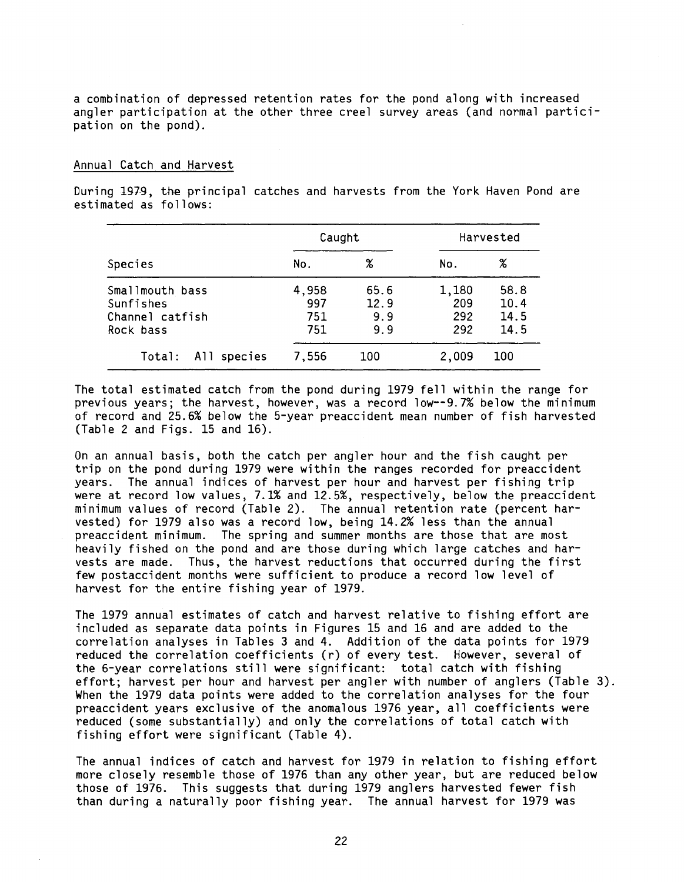a combination of depressed retention rates for the pond along with increased angler participation at the other three creel survey areas (and normal participation on the pond).

## Annual Catch and Harvest

During 1979, the principal catches and harvests from the York Haven Pond are estimated as follows:

| Species | Caught | | Harvested | |
|---|---|---|---|---|
| | No. | % | No. | % |
| Smallmouth bass | 4,958 | 65.6 | 1,180 | 58.8 |
| Sunfishes | 997 | 12.9 | 209 | 10.4 |
| Channel catfish | 751 | 9.9 | 292 | 14.5 |
| Rock bass | 751 | 9.9 | 292 | 14.5 |
| Total: All species | 7,556 | 100 | 2,009 | 100 |

The total estimated catch from the pond during 1979 fell within the range for previous years; the harvest, however, was a record low--9.7% below the minimum of record and 25.6% below the 5-year preaccident mean number of fish harvested (Table 2 and Figs. 15 and 16).

On an annual basis, both the catch per angler hour and the fish caught per trip on the pond during 1979 were within the ranges recorded for preaccident years. The annual indices of harvest per hour and harvest per fishing trip were at record low values, 7.1% and 12.5%, respectively, below the preaccident minimum values of record (Table 2). The annual retention rate (percent harvested) for 1979 also was a record low, being 14.2% less than the annual preaccident minimum. The spring and summer months are those that are most heavily fished on the pond and are those during which large catches and harvests are made. Thus, the harvest reductions that occurred during the first few postaccident months were sufficient to produce a record low level of harvest for the entire fishing year of 1979.

The 1979 annual estimates of catch and harvest relative to fishing effort are included as separate data points in Figures 15 and 16 and are added to the correlation analyses in Tables 3 and 4. Addition of the data points for 1979 reduced the correlation coefficients (r) of every test. However, several of the 6-year correlations still were significant: total catch with fishing effort; harvest per hour and harvest per angler with number of anglers (Table 3). When the 1979 data points were added to the correlation analyses for the four preaccident years exclusive of the anomalous 1976 year, all coefficients were reduced (some substantially) and only the correlations of total catch with fishing effort were significant (Table 4).

The annual indices of catch and harvest for 1979 in relation to fishing effort more closely resemble those of 1976 than any other year, but are reduced below those of 1976. This suggests that during 1979 anglers harvested fewer fish than during a naturally poor fishing year. The annual harvest for 1979 was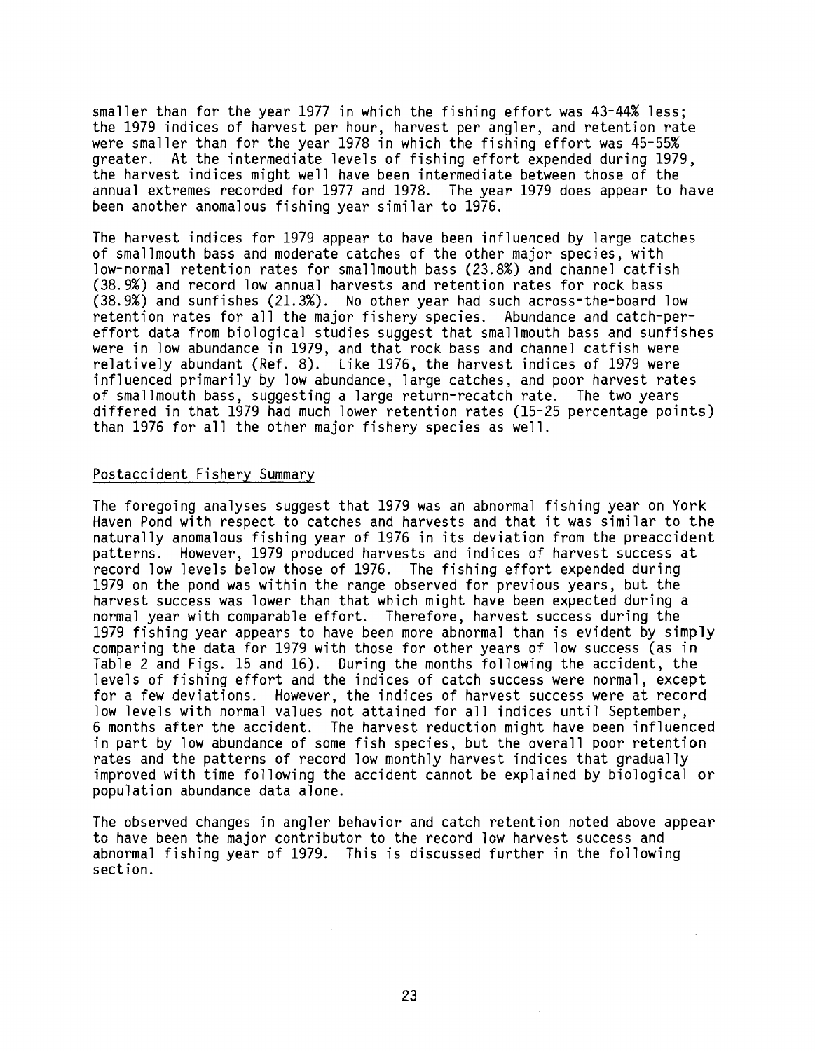smaller than for the year 1977 in which the fishing effort was 43-44% less; the 1979 indices of harvest per hour, harvest per angler, and retention rate were smaller than for the year 1978 in which the fishing effort was 45-55% greater. At the intermediate levels of fishing effort expended during 1979, the harvest indices might well have been intermediate between those of the annual extremes recorded for 1977 and 1978. The year 1979 does appear to have been another anomalous fishing year similar to 1976.

The harvest indices for 1979 appear to have been influenced by large catches of smallmouth bass and moderate catches of the other major species, with low-normal retention rates for smallmouth bass (23.8%) and channel catfish (38.9%) and record low annual harvests and retention rates for rock bass (38.9%) and sunfishes (21.3%). No other year had such across-the-board low retention rates for all the major fishery species. Abundance and catch-per-effort data from biological studies suggest that smallmouth bass and sunfishes were in low abundance in 1979, and that rock bass and channel catfish were relatively abundant (Ref. 8). Like 1976, the harvest indices of 1979 were influenced primarily by low abundance, large catches, and poor harvest rates of smallmouth bass, suggesting a large return-recatch rate. The two years differed in that 1979 had much lower retention rates (15-25 percentage points) than 1976 for all the other major fishery species as well.

## Postaccident Fishery Summary

The foregoing analyses suggest that 1979 was an abnormal fishing year on York Haven Pond with respect to catches and harvests and that it was similar to the naturally anomalous fishing year of 1976 in its deviation from the preaccident patterns. However, 1979 produced harvests and indices of harvest success at record low levels below those of 1976. The fishing effort expended during 1979 on the pond was within the range observed for previous years, but the harvest success was lower than that which might have been expected during a normal year with comparable effort. Therefore, harvest success during the 1979 fishing year appears to have been more abnormal than is evident by simply comparing the data for 1979 with those for other years of low success (as in Table 2 and Figs. 15 and 16). During the months following the accident, the levels of fishing effort and the indices of catch success were normal, except for a few deviations. However, the indices of harvest success were at record low levels with normal values not attained for all indices until September, 6 months after the accident. The harvest reduction might have been influenced in part by low abundance of some fish species, but the overall poor retention rates and the patterns of record low monthly harvest indices that gradually improved with time following the accident cannot be explained by biological or population abundance data alone.

The observed changes in angler behavior and catch retention noted above appear to have been the major contributor to the record low harvest success and abnormal fishing year of 1979. This is discussed further in the following section.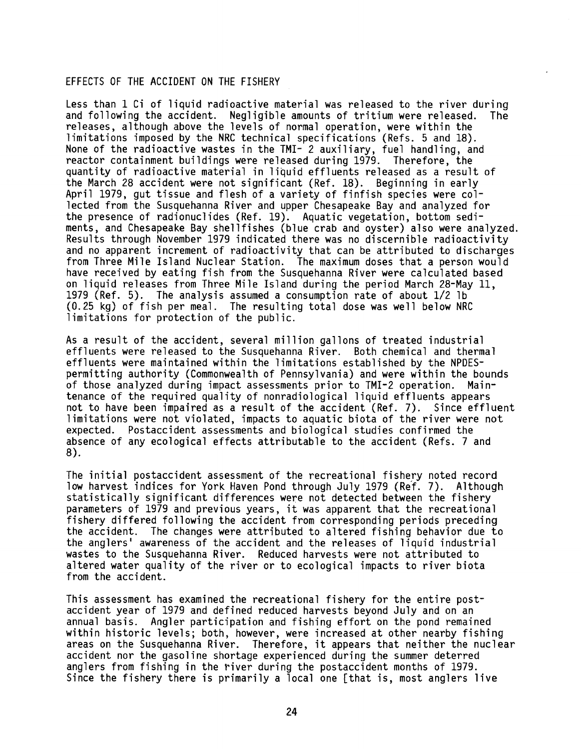## EFFECTS OF THE ACCIDENT ON THE FISHERY

Less than 1 Ci of liquid radioactive material was released to the river during and following the accident. Negligible amounts of tritium were released. The releases, although above the levels of normal operation, were within the limitations imposed by the NRC technical specifications (Refs. 5 and 18). None of the radioactive wastes in the TMI- 2 auxiliary, fuel handling, and reactor containment buildings were released during 1979. Therefore, the quantity of radioactive material in liquid effluents released as a result of the March 28 accident were not significant (Ref. 18). Beginning in early April 1979, gut tissue and flesh of a variety of finfish species were collected from the Susquehanna River and upper Chesapeake Bay and analyzed for the presence of radionuclides (Ref. 19). Aquatic vegetation, bottom sediments, and Chesapeake Bay shellfishes (blue crab and oyster) also were analyzed. Results through November 1979 indicated there was no discernible radioactivity and no apparent increment of radioactivity that can be attributed to discharges from Three Mile Island Nuclear Station. The maximum doses that a person would have received by eating fish from the Susquehanna River were calculated based on liquid releases from Three Mile Island during the period March 28-May 11, 1979 (Ref. 5). The analysis assumed a consumption rate of about 1/2 lb (0.25 kg) of fish per meal. The resulting total dose was well below NRC limitations for protection of the public.

As a result of the accident, several million gallons of treated industrial effluents were released to the Susquehanna River. Both chemical and thermal effluents were maintained within the limitations established by the NPDES-permitting authority (Commonwealth of Pennsylvania) and were within the bounds of those analyzed during impact assessments prior to TMI-2 operation. Maintenance of the required quality of nonradiological liquid effluents appears not to have been impaired as a result of the accident (Ref. 7). Since effluent limitations were not violated, impacts to aquatic biota of the river were not expected. Postaccident assessments and biological studies confirmed the absence of any ecological effects attributable to the accident (Refs. 7 and 8).

The initial postaccident assessment of the recreational fishery noted record low harvest indices for York Haven Pond through July 1979 (Ref. 7). Although statistically significant differences were not detected between the fishery parameters of 1979 and previous years, it was apparent that the recreational fishery differed following the accident from corresponding periods preceding the accident. The changes were attributed to altered fishing behavior due to the anglers' awareness of the accident and the releases of liquid industrial wastes to the Susquehanna River. Reduced harvests were not attributed to altered water quality of the river or to ecological impacts to river biota from the accident.

This assessment has examined the recreational fishery for the entire postaccident year of 1979 and defined reduced harvests beyond July and on an annual basis. Angler participation and fishing effort on the pond remained within historic levels; both, however, were increased at other nearby fishing areas on the Susquehanna River. Therefore, it appears that neither the nuclear accident nor the gasoline shortage experienced during the summer deterred anglers from fishing in the river during the postaccident months of 1979. Since the fishery there is primarily a local one [that is, most anglers live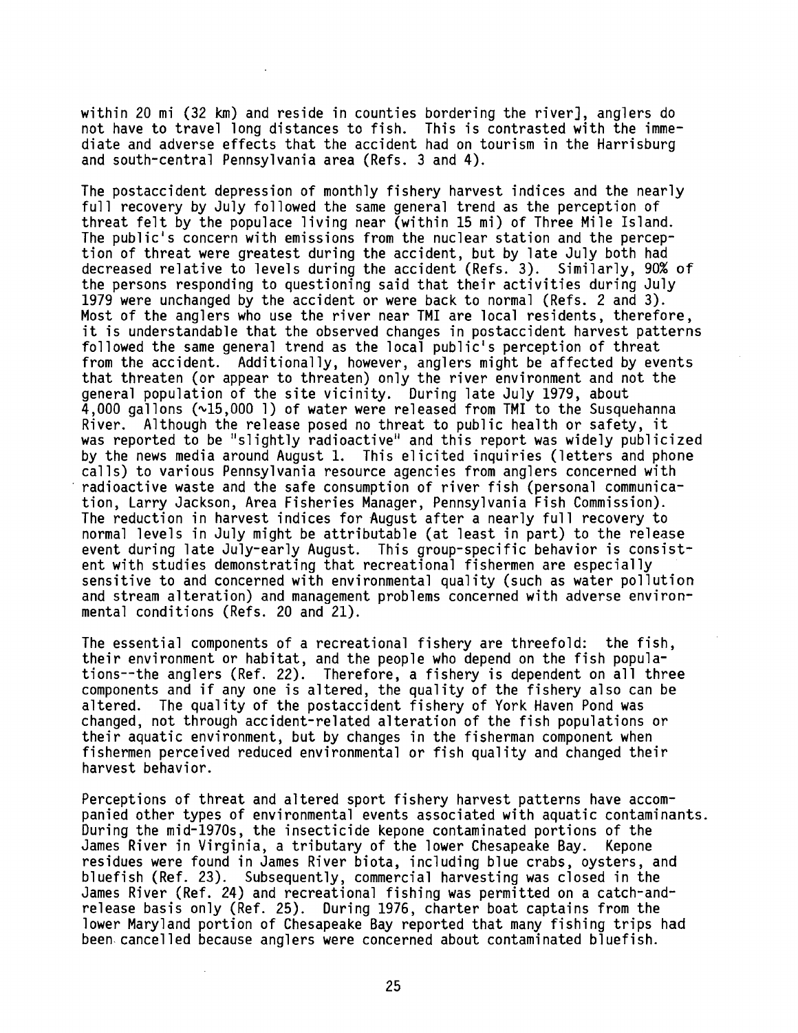within 20 mi (32 km) and reside in counties bordering the river], anglers do not have to travel long distances to fish. This is contrasted with the immediate and adverse effects that the accident had on tourism in the Harrisburg and south-central Pennsylvania area (Refs. 3 and 4).

The postaccident depression of monthly fishery harvest indices and the nearly full recovery by July followed the same general trend as the perception of threat felt by the populace living near (within 15 mi) of Three Mile Island. The public's concern with emissions from the nuclear station and the perception of threat were greatest during the accident, but by late July both had decreased relative to levels during the accident (Refs. 3). Similarly, 90% of the persons responding to questioning said that their activities during July 1979 were unchanged by the accident or were back to normal (Refs. 2 and 3). Most of the anglers who use the river near TMI are local residents, therefore, it is understandable that the observed changes in postaccident harvest patterns followed the same general trend as the local public's perception of threat from the accident. Additionally, however, anglers might be affected by events that threaten (or appear to threaten) only the river environment and not the general population of the site vicinity. During late July 1979, about 4,000 gallons (~15,000 l) of water were released from TMI to the Susquehanna River. Although the release posed no threat to public health or safety, it was reported to be "slightly radioactive" and this report was widely publicized by the news media around August 1. This elicited inquiries (letters and phone calls) to various Pennsylvania resource agencies from anglers concerned with radioactive waste and the safe consumption of river fish (personal communication, Larry Jackson, Area Fisheries Manager, Pennsylvania Fish Commission). The reduction in harvest indices for August after a nearly full recovery to normal levels in July might be attributable (at least in part) to the release event during late July-early August. This group-specific behavior is consistent with studies demonstrating that recreational fishermen are especially sensitive to and concerned with environmental quality (such as water pollution and stream alteration) and management problems concerned with adverse environmental conditions (Refs. 20 and 21).

The essential components of a recreational fishery are threefold: the fish, their environment or habitat, and the people who depend on the fish populations--the anglers (Ref. 22). Therefore, a fishery is dependent on all three components and if any one is altered, the quality of the fishery also can be altered. The quality of the postaccident fishery of York Haven Pond was changed, not through accident-related alteration of the fish populations or their aquatic environment, but by changes in the fisherman component when fishermen perceived reduced environmental or fish quality and changed their harvest behavior.

Perceptions of threat and altered sport fishery harvest patterns have accompanied other types of environmental events associated with aquatic contaminants. During the mid-1970s, the insecticide kepone contaminated portions of the James River in Virginia, a tributary of the lower Chesapeake Bay. Kepone residues were found in James River biota, including blue crabs, oysters, and bluefish (Ref. 23). Subsequently, commercial harvesting was closed in the James River (Ref. 24) and recreational fishing was permitted on a catch-and-release basis only (Ref. 25). During 1976, charter boat captains from the lower Maryland portion of Chesapeake Bay reported that many fishing trips had been cancelled because anglers were concerned about contaminated bluefish.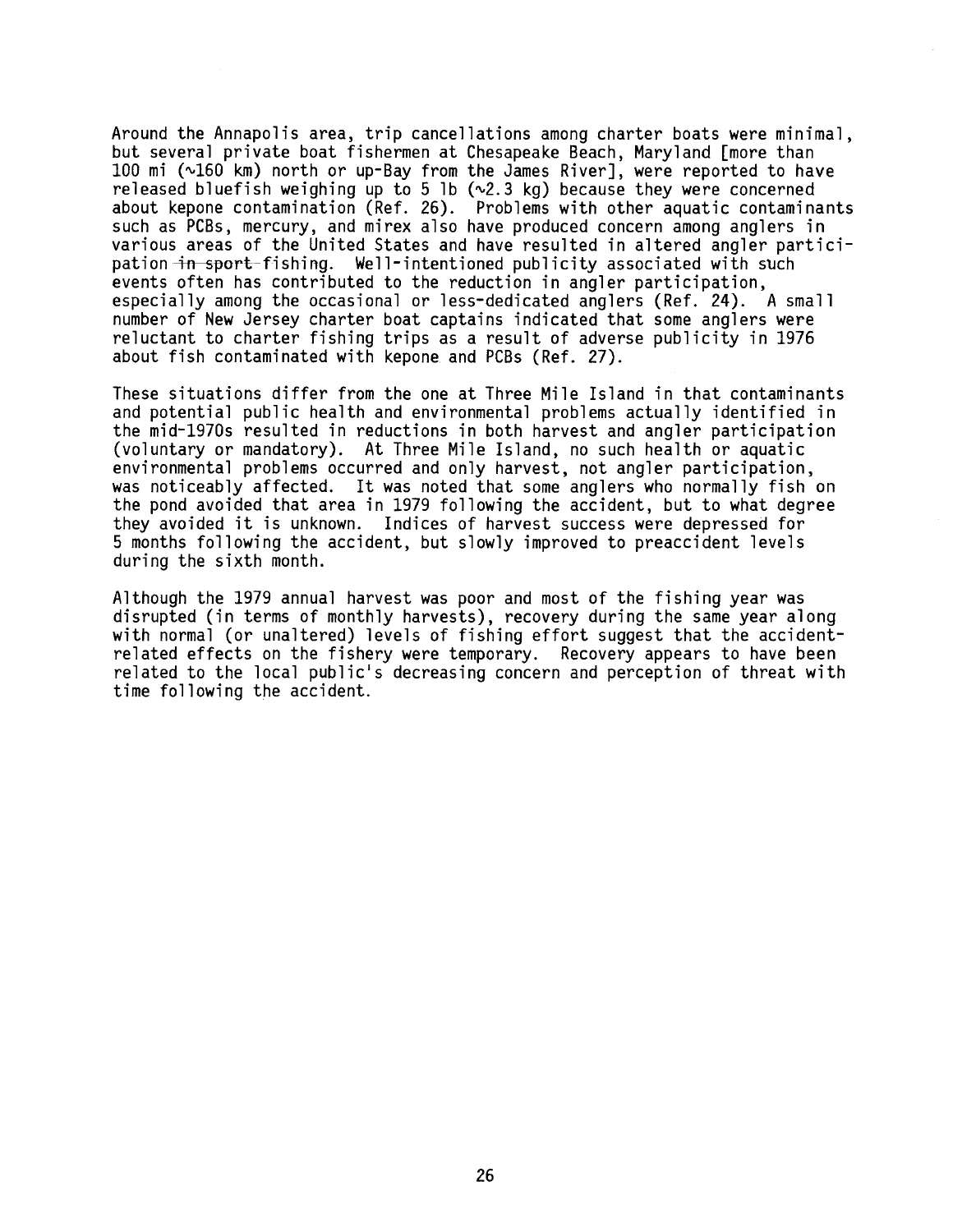Around the Annapolis area, trip cancellations among charter boats were minimal, but several private boat fishermen at Chesapeake Beach, Maryland [more than 100 mi (~160 km) north or up-Bay from the James River], were reported to have released bluefish weighing up to 5 lb (~2.3 kg) because they were concerned about kepone contamination (Ref. 26). Problems with other aquatic contaminants such as PCBs, mercury, and mirex also have produced concern among anglers in various areas of the United States and have resulted in altered angler participation ~~in sport~~ fishing. Well-intentioned publicity associated with such events often has contributed to the reduction in angler participation, especially among the occasional or less-dedicated anglers (Ref. 24). A small number of New Jersey charter boat captains indicated that some anglers were reluctant to charter fishing trips as a result of adverse publicity in 1976 about fish contaminated with kepone and PCBs (Ref. 27).

These situations differ from the one at Three Mile Island in that contaminants and potential public health and environmental problems actually identified in the mid-1970s resulted in reductions in both harvest and angler participation (voluntary or mandatory). At Three Mile Island, no such health or aquatic environmental problems occurred and only harvest, not angler participation, was noticeably affected. It was noted that some anglers who normally fish on the pond avoided that area in 1979 following the accident, but to what degree they avoided it is unknown. Indices of harvest success were depressed for 5 months following the accident, but slowly improved to preaccident levels during the sixth month.

Although the 1979 annual harvest was poor and most of the fishing year was disrupted (in terms of monthly harvests), recovery during the same year along with normal (or unaltered) levels of fishing effort suggest that the accident-related effects on the fishery were temporary. Recovery appears to have been related to the local public's decreasing concern and perception of threat with time following the accident.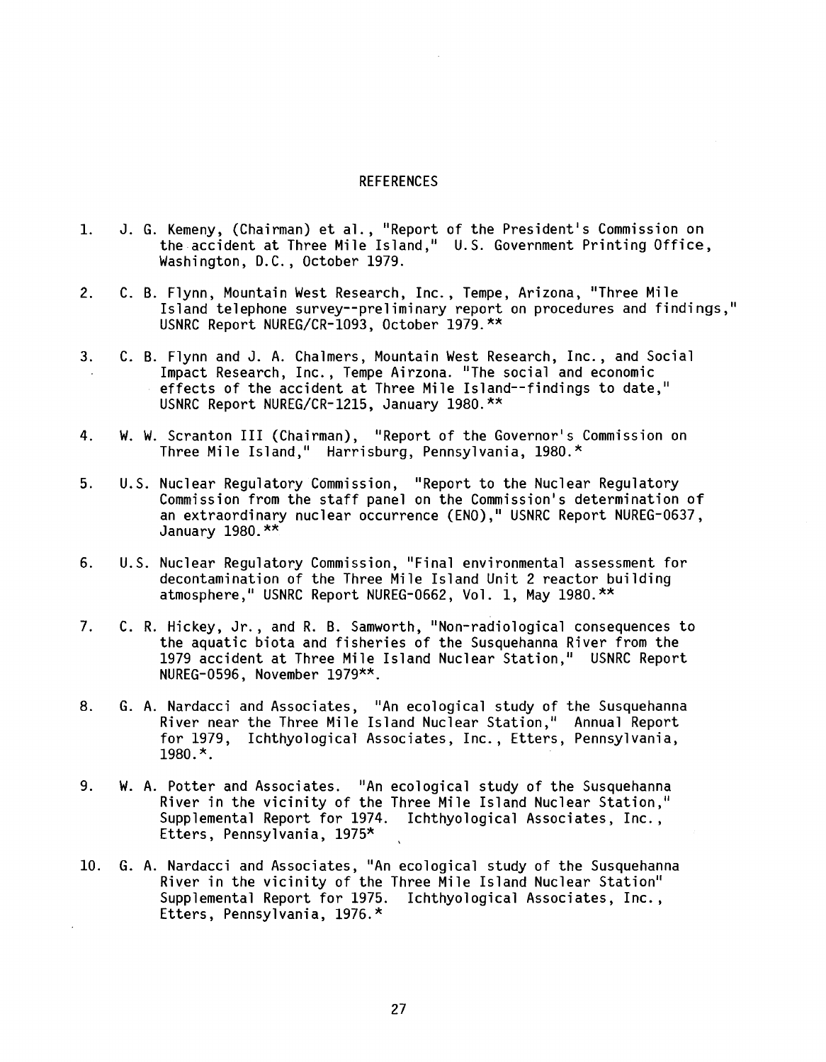# REFERENCES

1. J. G. Kemeny, (Chairman) et al., "Report of the President's Commission on the accident at Three Mile Island," U.S. Government Printing Office, Washington, D.C., October 1979.

2. C. B. Flynn, Mountain West Research, Inc., Tempe, Arizona, "Three Mile Island telephone survey--preliminary report on procedures and findings," USNRC Report NUREG/CR-1093, October 1979.**

3. C. B. Flynn and J. A. Chalmers, Mountain West Research, Inc., and Social Impact Research, Inc., Tempe Airzona. "The social and economic effects of the accident at Three Mile Island--findings to date," USNRC Report NUREG/CR-1215, January 1980.**

4. W. W. Scranton III (Chairman), "Report of the Governor's Commission on Three Mile Island," Harrisburg, Pennsylvania, 1980.*

5. U.S. Nuclear Regulatory Commission, "Report to the Nuclear Regulatory Commission from the staff panel on the Commission's determination of an extraordinary nuclear occurrence (ENO)," USNRC Report NUREG-0637, January 1980.**

6. U.S. Nuclear Regulatory Commission, "Final environmental assessment for decontamination of the Three Mile Island Unit 2 reactor building atmosphere," USNRC Report NUREG-0662, Vol. 1, May 1980.**

7. C. R. Hickey, Jr., and R. B. Samworth, "Non-radiological consequences to the aquatic biota and fisheries of the Susquehanna River from the 1979 accident at Three Mile Island Nuclear Station," USNRC Report NUREG-0596, November 1979**.

8. G. A. Nardacci and Associates, "An ecological study of the Susquehanna River near the Three Mile Island Nuclear Station," Annual Report for 1979, Ichthyological Associates, Inc., Etters, Pennsylvania, 1980.*.

9. W. A. Potter and Associates. "An ecological study of the Susquehanna River in the vicinity of the Three Mile Island Nuclear Station," Supplemental Report for 1974. Ichthyological Associates, Inc., Etters, Pennsylvania, 1975*

10. G. A. Nardacci and Associates, "An ecological study of the Susquehanna River in the vicinity of the Three Mile Island Nuclear Station" Supplemental Report for 1975. Ichthyological Associates, Inc., Etters, Pennsylvania, 1976.*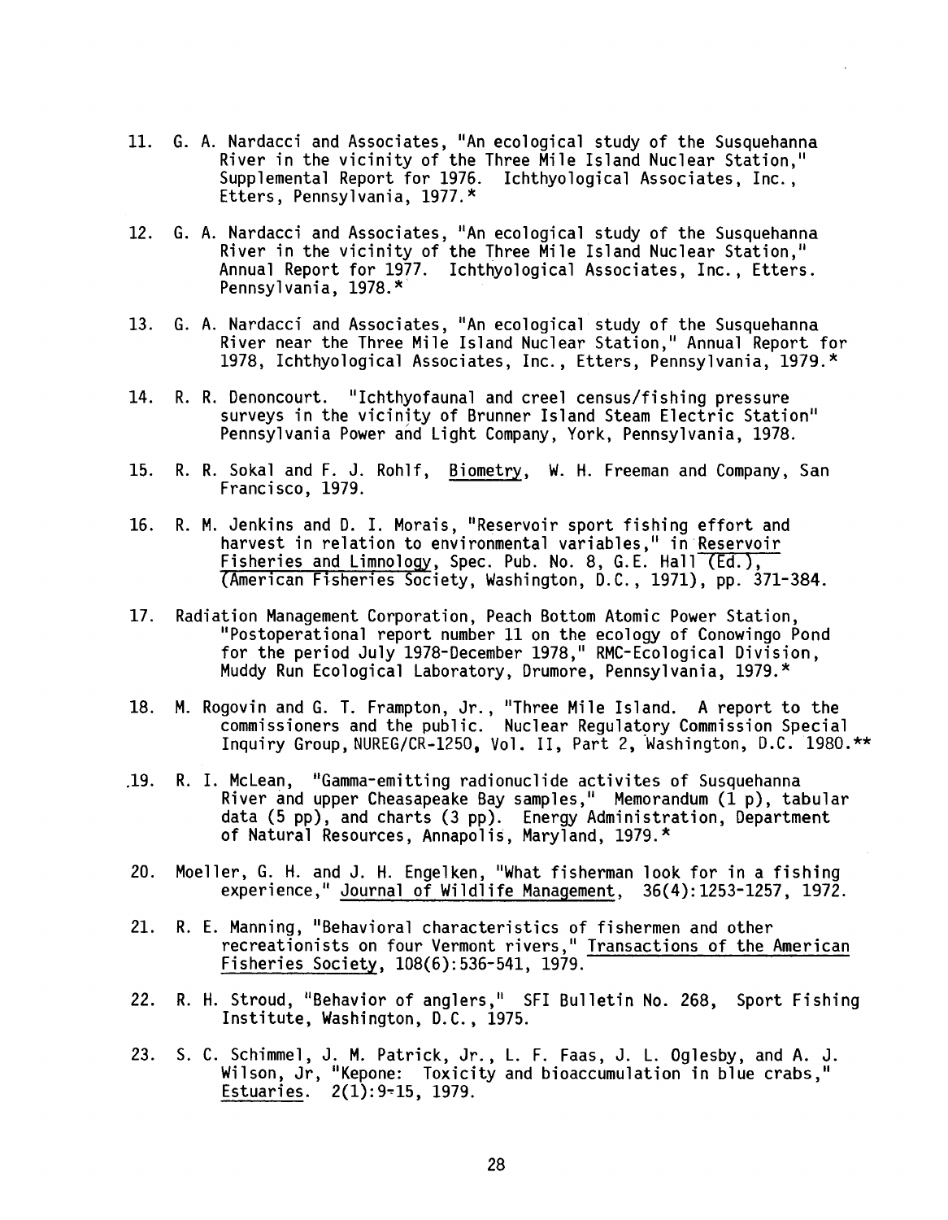11. G. A. Nardacci and Associates, "An ecological study of the Susquehanna River in the vicinity of the Three Mile Island Nuclear Station," Supplemental Report for 1976. Ichthyological Associates, Inc., Etters, Pennsylvania, 1977.*

12. G. A. Nardacci and Associates, "An ecological study of the Susquehanna River in the vicinity of the Three Mile Island Nuclear Station," Annual Report for 1977. Ichthyological Associates, Inc., Etters. Pennsylvania, 1978.*

13. G. A. Nardacci and Associates, "An ecological study of the Susquehanna River near the Three Mile Island Nuclear Station," Annual Report for 1978, Ichthyological Associates, Inc., Etters, Pennsylvania, 1979.*

14. R. R. Denoncourt. "Ichthyofaunal and creel census/fishing pressure surveys in the vicinity of Brunner Island Steam Electric Station" Pennsylvania Power and Light Company, York, Pennsylvania, 1978.

15. R. R. Sokal and F. J. Rohlf, Biometry, W. H. Freeman and Company, San Francisco, 1979.

16. R. M. Jenkins and D. I. Morais, "Reservoir sport fishing effort and harvest in relation to environmental variables," in Reservoir Fisheries and Limnology, Spec. Pub. No. 8, G.E. Hall (Ed.), (American Fisheries Society, Washington, D.C., 1971), pp. 371-384.

17. Radiation Management Corporation, Peach Bottom Atomic Power Station, "Postoperational report number 11 on the ecology of Conowingo Pond for the period July 1978-December 1978," RMC-Ecological Division, Muddy Run Ecological Laboratory, Drumore, Pennsylvania, 1979.*

18. M. Rogovin and G. T. Frampton, Jr., "Three Mile Island. A report to the commissioners and the public. Nuclear Regulatory Commission Special Inquiry Group, NUREG/CR-1250, Vol. II, Part 2, Washington, D.C. 1980.**

19. R. I. McLean, "Gamma-emitting radionuclide activites of Susquehanna River and upper Cheasapeake Bay samples," Memorandum (1 p), tabular data (5 pp), and charts (3 pp). Energy Administration, Department of Natural Resources, Annapolis, Maryland, 1979.*

20. Moeller, G. H. and J. H. Engelken, "What fisherman look for in a fishing experience," Journal of Wildlife Management, 36(4):1253-1257, 1972.

21. R. E. Manning, "Behavioral characteristics of fishermen and other recreationists on four Vermont rivers," Transactions of the American Fisheries Society, 108(6):536-541, 1979.

22. R. H. Stroud, "Behavior of anglers," SFI Bulletin No. 268, Sport Fishing Institute, Washington, D.C., 1975.

23. S. C. Schimmel, J. M. Patrick, Jr., L. F. Faas, J. L. Oglesby, and A. J. Wilson, Jr, "Kepone: Toxicity and bioaccumulation in blue crabs," Estuaries. 2(1):9-15, 1979.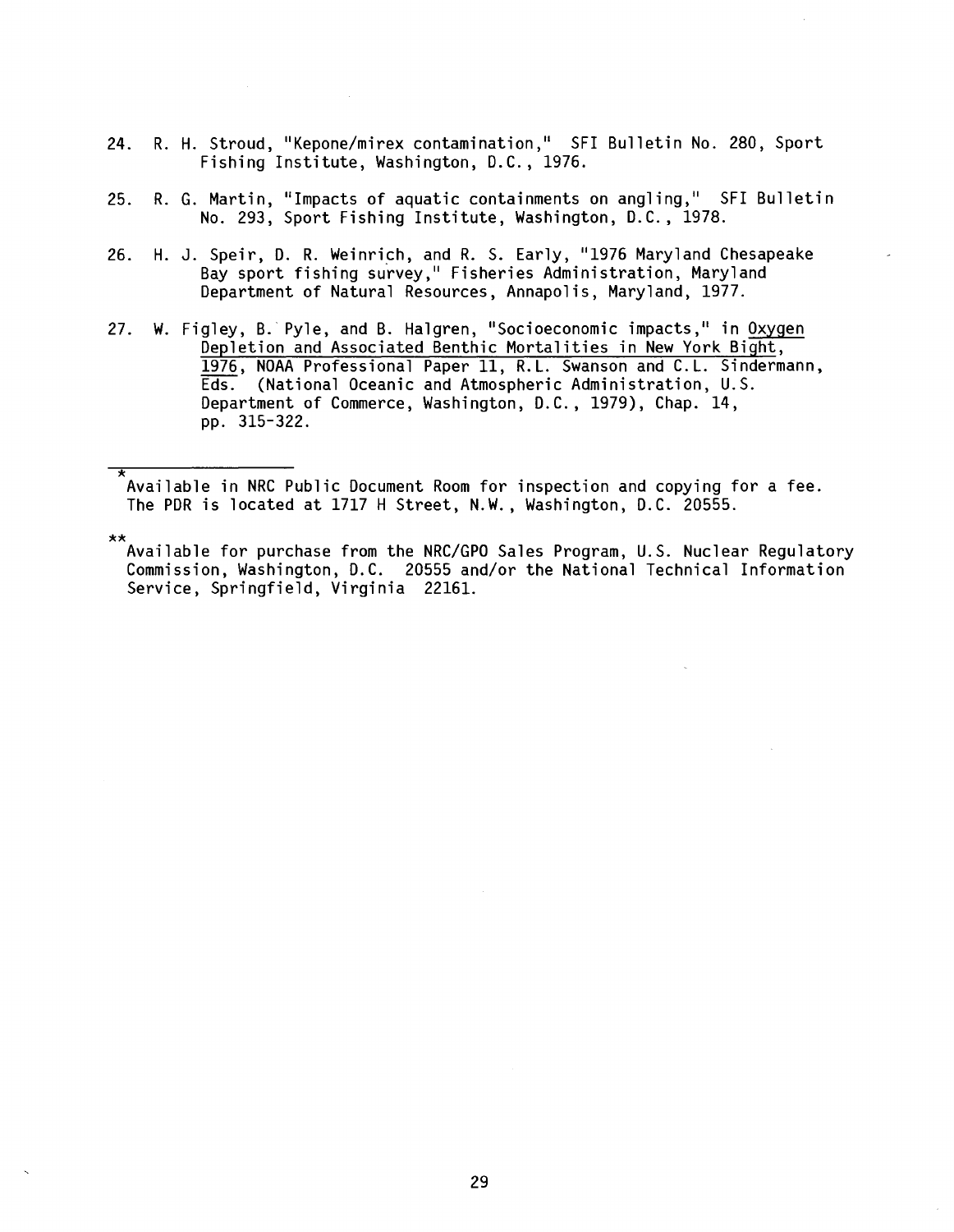24. R. H. Stroud, "Kepone/mirex contamination," SFI Bulletin No. 280, Sport Fishing Institute, Washington, D.C., 1976.

25. R. G. Martin, "Impacts of aquatic containments on angling," SFI Bulletin No. 293, Sport Fishing Institute, Washington, D.C., 1978.

26. H. J. Speir, D. R. Weinrich, and R. S. Early, "1976 Maryland Chesapeake Bay sport fishing survey," Fisheries Administration, Maryland Department of Natural Resources, Annapolis, Maryland, 1977.

27. W. Figley, B. Pyle, and B. Halgren, "Socioeconomic impacts," in Oxygen Depletion and Associated Benthic Mortalities in New York Bight, 1976, NOAA Professional Paper 11, R.L. Swanson and C.L. Sindermann, Eds. (National Oceanic and Atmospheric Administration, U.S. Department of Commerce, Washington, D.C., 1979), Chap. 14, pp. 315-322.

---

*Available in NRC Public Document Room for inspection and copying for a fee. The PDR is located at 1717 H Street, N.W., Washington, D.C. 20555.

**Available for purchase from the NRC/GPO Sales Program, U.S. Nuclear Regulatory Commission, Washington, D.C. 20555 and/or the National Technical Information Service, Springfield, Virginia 22161.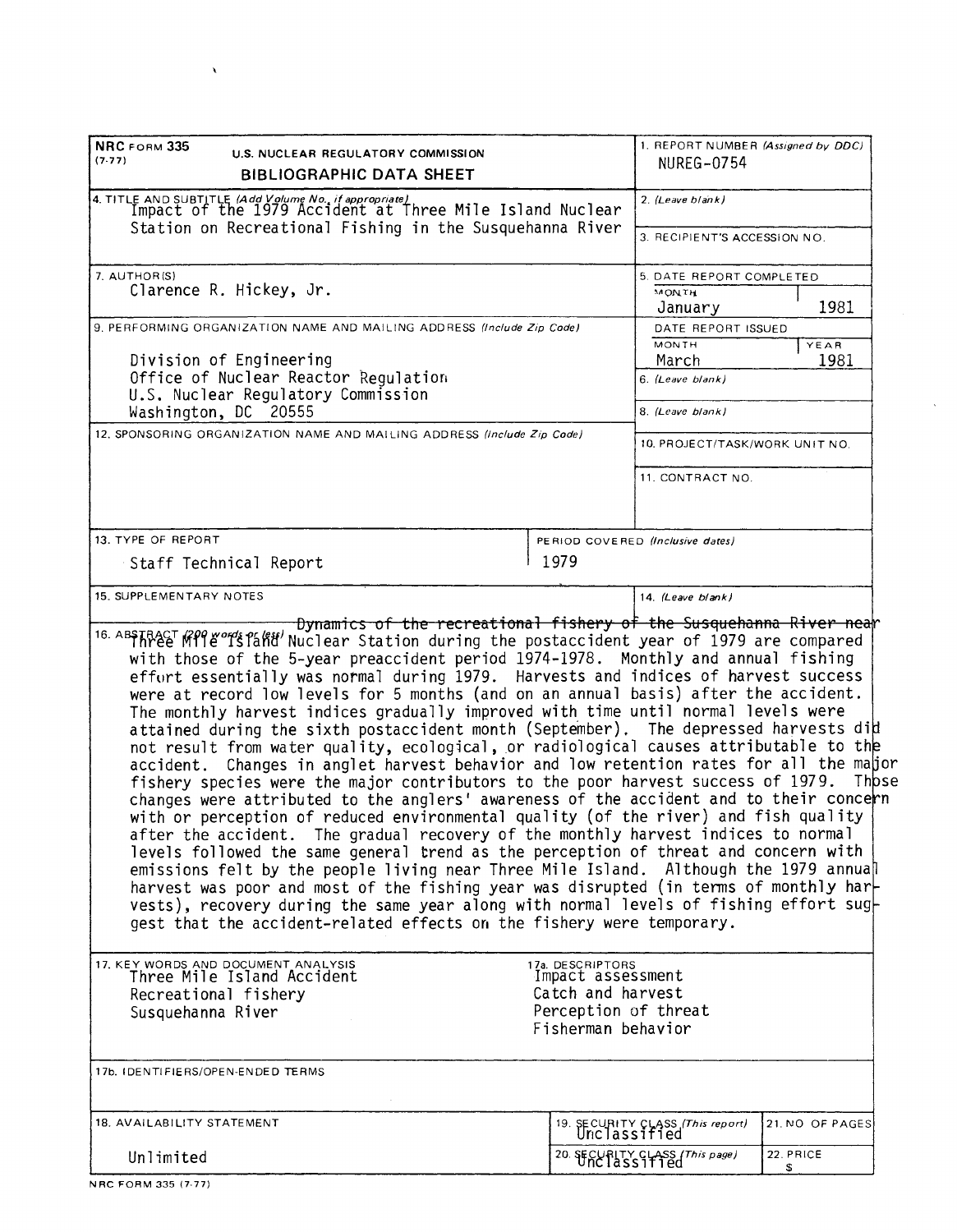NRC FORM 335 (7-77)

U.S. NUCLEAR REGULATORY COMMISSION

**BIBLIOGRAPHIC DATA SHEET**

| Field | Content |
|---|---|
| 1. REPORT NUMBER (Assigned by DDC) | NUREG-0754 |
| 4. TITLE AND SUBTITLE (Add Volume No., if appropriate) | Impact of the 1979 Accident at Three Mile Island Nuclear Station on Recreational Fishing in the Susquehanna River |
| 2. (Leave blank) | |
| 3. RECIPIENT'S ACCESSION NO. | |
| 7. AUTHOR(S) | Clarence R. Hickey, Jr. |
| 5. DATE REPORT COMPLETED | MONTH: January; YEAR: 1981 |
| 9. PERFORMING ORGANIZATION NAME AND MAILING ADDRESS (Include Zip Code) | Division of Engineering<br>Office of Nuclear Reactor Regulation<br>U.S. Nuclear Regulatory Commission<br>Washington, DC 20555 |
| DATE REPORT ISSUED | MONTH: March; YEAR: 1981 |
| 6. (Leave blank) | |
| 8. (Leave blank) | |
| 12. SPONSORING ORGANIZATION NAME AND MAILING ADDRESS (Include Zip Code) | |
| 10. PROJECT/TASK/WORK UNIT NO. | |
| 11. CONTRACT NO. | |
| 13. TYPE OF REPORT | Staff Technical Report |
| PERIOD COVERED (Inclusive dates) | 1979 |
| 15. SUPPLEMENTARY NOTES | |
| 14. (Leave blank) | |

16. ABSTRACT (200 words or less)

Dynamics of the recreational fishery of the Susquehanna River near Three Mile Island Nuclear Station during the postaccident year of 1979 are compared with those of the 5-year preaccident period 1974-1978. Monthly and annual fishing effort essentially was normal during 1979. Harvests and indices of harvest success were at record low levels for 5 months (and on an annual basis) after the accident. The monthly harvest indices gradually improved with time until normal levels were attained during the sixth postaccident month (September). The depressed harvests did not result from water quality, ecological, or radiological causes attributable to the accident. Changes in anglet harvest behavior and low retention rates for all the major fishery species were the major contributors to the poor harvest success of 1979. Those changes were attributed to the anglers' awareness of the accident and to their concern with or perception of reduced environmental quality (of the river) and fish quality after the accident. The gradual recovery of the monthly harvest indices to normal levels followed the same general trend as the perception of threat and concern with emissions felt by the people living near Three Mile Island. Although the 1979 annual harvest was poor and most of the fishing year was disrupted (in terms of monthly harvests), recovery during the same year along with normal levels of fishing effort suggest that the accident-related effects on the fishery were temporary.

| 17. KEY WORDS AND DOCUMENT ANALYSIS | 17a. DESCRIPTORS |
|---|---|
| Three Mile Island Accident | Impact assessment |
| Recreational fishery | Catch and harvest |
| Susquehanna River | Perception of threat |
| | Fisherman behavior |

17b. IDENTIFIERS/OPEN-ENDED TERMS

| 18. AVAILABILITY STATEMENT | 19. SECURITY CLASS (This report) | 21. NO. OF PAGES |
|---|---|---|
| Unlimited | Unclassified | |
| | 20. SECURITY CLASS (This page) | 22. PRICE |
| | Unclassified | $ |

NRC FORM 335 (7-77)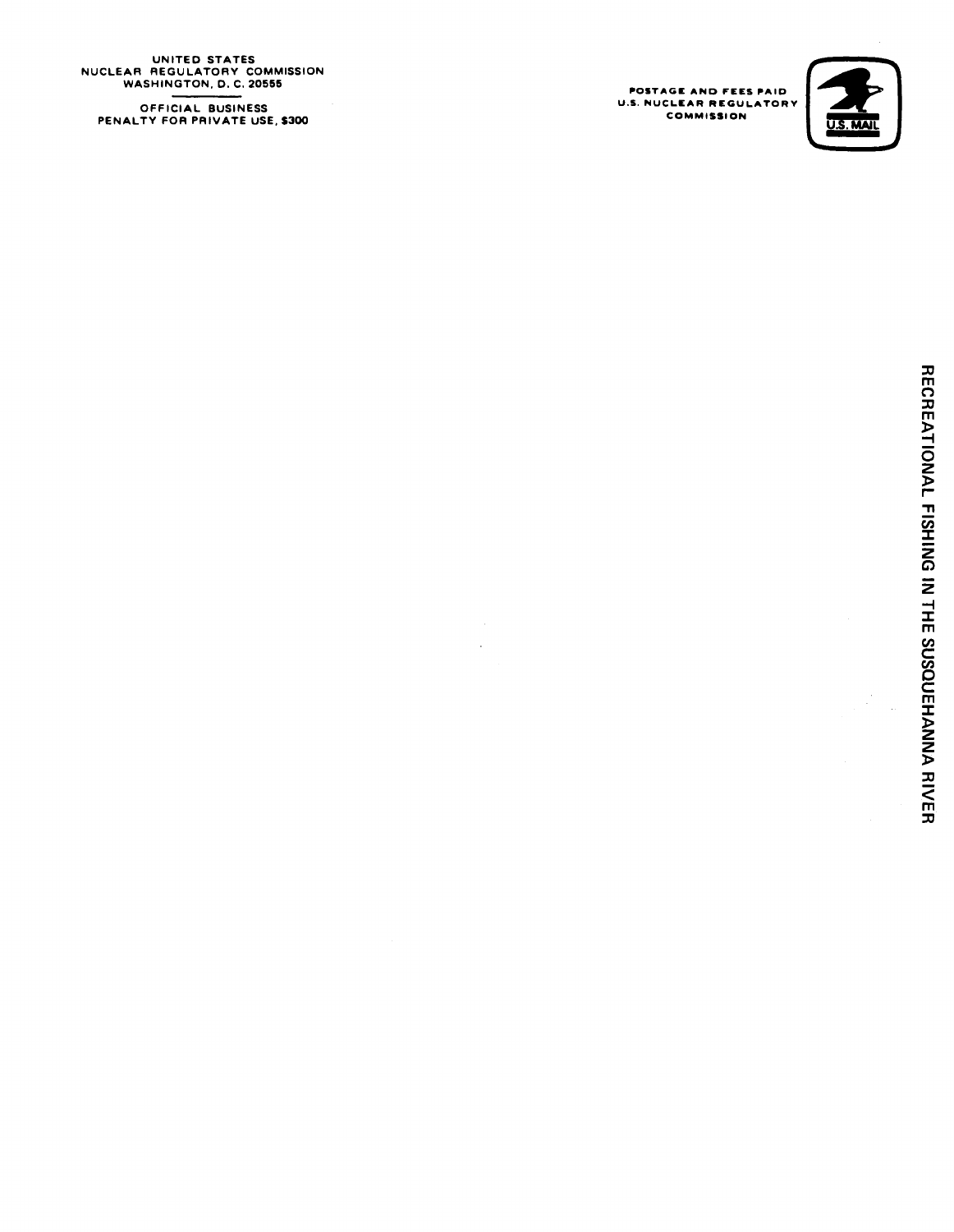UNITED STATES
NUCLEAR REGULATORY COMMISSION
WASHINGTON, D. C. 20555

OFFICIAL BUSINESS
PENALTY FOR PRIVATE USE, $300

POSTAGE AND FEES PAID
U.S. NUCLEAR REGULATORY
COMMISSION

U.S. MAIL

RECREATIONAL FISHING IN THE SUSQUEHANNA RIVER